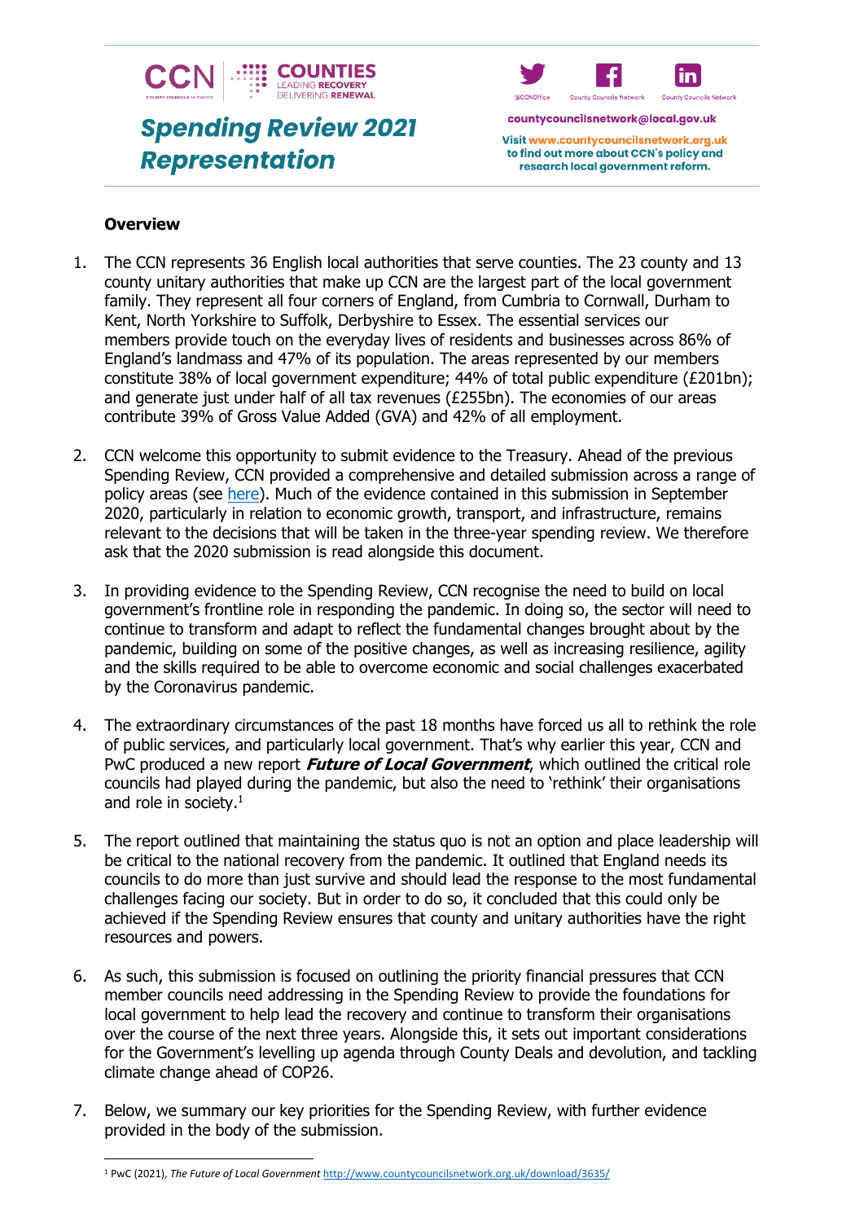CCN | COUNTIES LEADING RECOVERY DELIVERING RENEWAL

# Spending Review 2021 Representation

@CCNOffice | County Councils Network | County Councils Network

countycouncilsnetwork@local.gov.uk

Visit www.countycouncilsnetwork.org.uk to find out more about CCN's policy and research local government reform.

## Overview

1. The CCN represents 36 English local authorities that serve counties. The 23 county and 13 county unitary authorities that make up CCN are the largest part of the local government family. They represent all four corners of England, from Cumbria to Cornwall, Durham to Kent, North Yorkshire to Suffolk, Derbyshire to Essex. The essential services our members provide touch on the everyday lives of residents and businesses across 86% of England's landmass and 47% of its population. The areas represented by our members constitute 38% of local government expenditure; 44% of total public expenditure (£201bn); and generate just under half of all tax revenues (£255bn). The economies of our areas contribute 39% of Gross Value Added (GVA) and 42% of all employment.

2. CCN welcome this opportunity to submit evidence to the Treasury. Ahead of the previous Spending Review, CCN provided a comprehensive and detailed submission across a range of policy areas (see here). Much of the evidence contained in this submission in September 2020, particularly in relation to economic growth, transport, and infrastructure, remains relevant to the decisions that will be taken in the three-year spending review. We therefore ask that the 2020 submission is read alongside this document.

3. In providing evidence to the Spending Review, CCN recognise the need to build on local government's frontline role in responding the pandemic. In doing so, the sector will need to continue to transform and adapt to reflect the fundamental changes brought about by the pandemic, building on some of the positive changes, as well as increasing resilience, agility and the skills required to be able to overcome economic and social challenges exacerbated by the Coronavirus pandemic.

4. The extraordinary circumstances of the past 18 months have forced us all to rethink the role of public services, and particularly local government. That's why earlier this year, CCN and PwC produced a new report ***Future of Local Government***, which outlined the critical role councils had played during the pandemic, but also the need to 'rethink' their organisations and role in society.[1]

5. The report outlined that maintaining the status quo is not an option and place leadership will be critical to the national recovery from the pandemic. It outlined that England needs its councils to do more than just survive and should lead the response to the most fundamental challenges facing our society. But in order to do so, it concluded that this could only be achieved if the Spending Review ensures that county and unitary authorities have the right resources and powers.

6. As such, this submission is focused on outlining the priority financial pressures that CCN member councils need addressing in the Spending Review to provide the foundations for local government to help lead the recovery and continue to transform their organisations over the course of the next three years. Alongside this, it sets out important considerations for the Government's levelling up agenda through County Deals and devolution, and tackling climate change ahead of COP26.

7. Below, we summary our key priorities for the Spending Review, with further evidence provided in the body of the submission.

[1] PwC (2021), *The Future of Local Government* http://www.countycouncilsnetwork.org.uk/download/3635/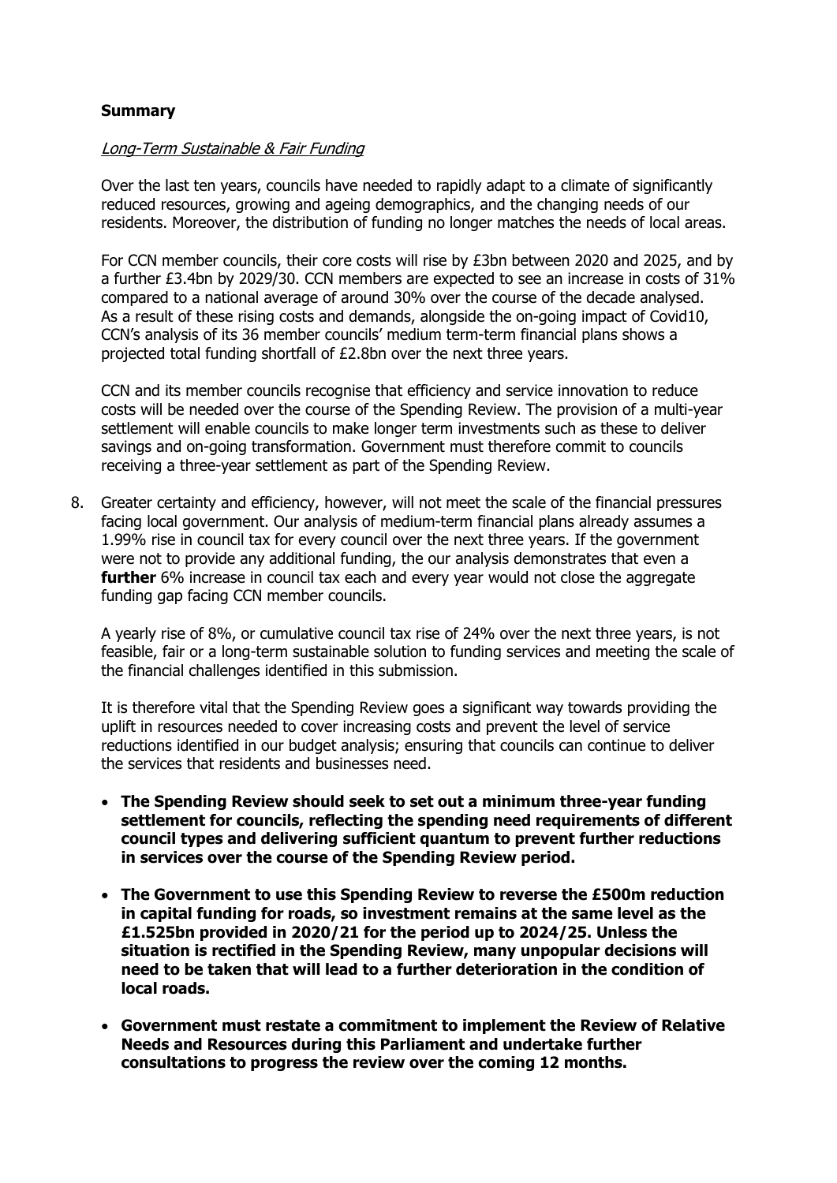**Summary**

*Long-Term Sustainable & Fair Funding*

Over the last ten years, councils have needed to rapidly adapt to a climate of significantly reduced resources, growing and ageing demographics, and the changing needs of our residents. Moreover, the distribution of funding no longer matches the needs of local areas.

For CCN member councils, their core costs will rise by £3bn between 2020 and 2025, and by a further £3.4bn by 2029/30. CCN members are expected to see an increase in costs of 31% compared to a national average of around 30% over the course of the decade analysed. As a result of these rising costs and demands, alongside the on-going impact of Covid10, CCN's analysis of its 36 member councils' medium term-term financial plans shows a projected total funding shortfall of £2.8bn over the next three years.

CCN and its member councils recognise that efficiency and service innovation to reduce costs will be needed over the course of the Spending Review. The provision of a multi-year settlement will enable councils to make longer term investments such as these to deliver savings and on-going transformation. Government must therefore commit to councils receiving a three-year settlement as part of the Spending Review.

8. Greater certainty and efficiency, however, will not meet the scale of the financial pressures facing local government. Our analysis of medium-term financial plans already assumes a 1.99% rise in council tax for every council over the next three years. If the government were not to provide any additional funding, the our analysis demonstrates that even a **further** 6% increase in council tax each and every year would not close the aggregate funding gap facing CCN member councils.

A yearly rise of 8%, or cumulative council tax rise of 24% over the next three years, is not feasible, fair or a long-term sustainable solution to funding services and meeting the scale of the financial challenges identified in this submission.

It is therefore vital that the Spending Review goes a significant way towards providing the uplift in resources needed to cover increasing costs and prevent the level of service reductions identified in our budget analysis; ensuring that councils can continue to deliver the services that residents and businesses need.

- **The Spending Review should seek to set out a minimum three-year funding settlement for councils, reflecting the spending need requirements of different council types and delivering sufficient quantum to prevent further reductions in services over the course of the Spending Review period.**
- **The Government to use this Spending Review to reverse the £500m reduction in capital funding for roads, so investment remains at the same level as the £1.525bn provided in 2020/21 for the period up to 2024/25. Unless the situation is rectified in the Spending Review, many unpopular decisions will need to be taken that will lead to a further deterioration in the condition of local roads.**
- **Government must restate a commitment to implement the Review of Relative Needs and Resources during this Parliament and undertake further consultations to progress the review over the coming 12 months.**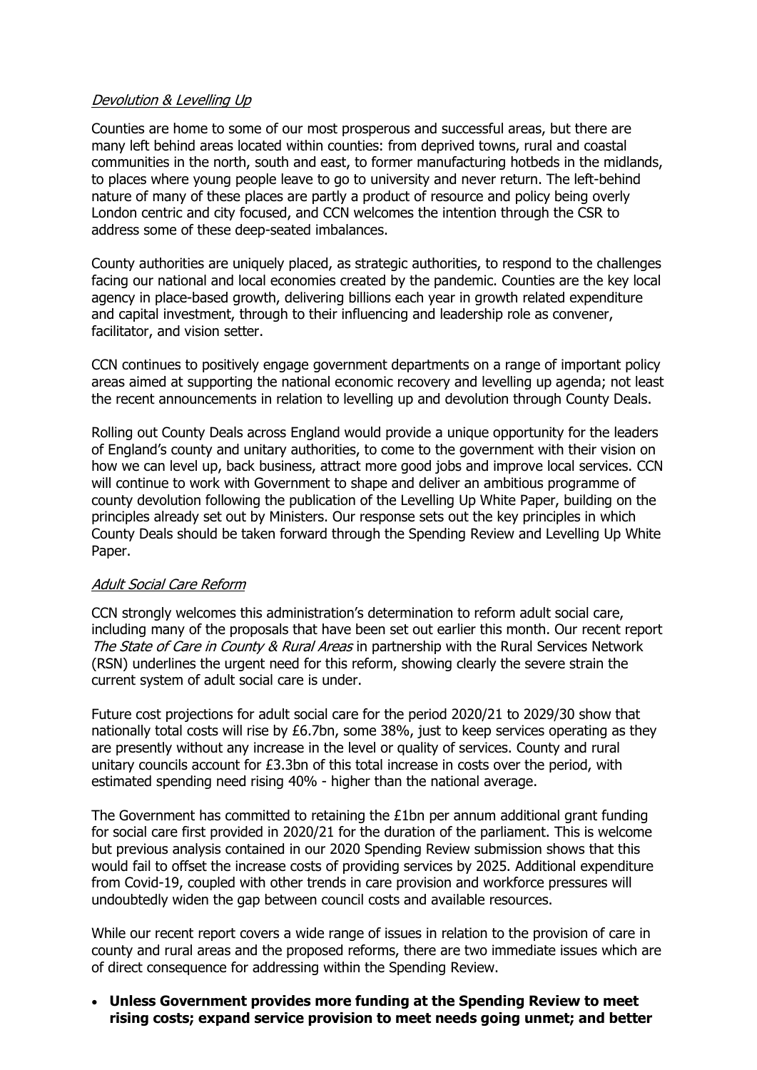*Devolution & Levelling Up*

Counties are home to some of our most prosperous and successful areas, but there are many left behind areas located within counties: from deprived towns, rural and coastal communities in the north, south and east, to former manufacturing hotbeds in the midlands, to places where young people leave to go to university and never return. The left-behind nature of many of these places are partly a product of resource and policy being overly London centric and city focused, and CCN welcomes the intention through the CSR to address some of these deep-seated imbalances.

County authorities are uniquely placed, as strategic authorities, to respond to the challenges facing our national and local economies created by the pandemic. Counties are the key local agency in place-based growth, delivering billions each year in growth related expenditure and capital investment, through to their influencing and leadership role as convener, facilitator, and vision setter.

CCN continues to positively engage government departments on a range of important policy areas aimed at supporting the national economic recovery and levelling up agenda; not least the recent announcements in relation to levelling up and devolution through County Deals.

Rolling out County Deals across England would provide a unique opportunity for the leaders of England's county and unitary authorities, to come to the government with their vision on how we can level up, back business, attract more good jobs and improve local services. CCN will continue to work with Government to shape and deliver an ambitious programme of county devolution following the publication of the Levelling Up White Paper, building on the principles already set out by Ministers. Our response sets out the key principles in which County Deals should be taken forward through the Spending Review and Levelling Up White Paper.

*Adult Social Care Reform*

CCN strongly welcomes this administration's determination to reform adult social care, including many of the proposals that have been set out earlier this month. Our recent report *The State of Care in County & Rural Areas* in partnership with the Rural Services Network (RSN) underlines the urgent need for this reform, showing clearly the severe strain the current system of adult social care is under.

Future cost projections for adult social care for the period 2020/21 to 2029/30 show that nationally total costs will rise by £6.7bn, some 38%, just to keep services operating as they are presently without any increase in the level or quality of services. County and rural unitary councils account for £3.3bn of this total increase in costs over the period, with estimated spending need rising 40% - higher than the national average.

The Government has committed to retaining the £1bn per annum additional grant funding for social care first provided in 2020/21 for the duration of the parliament. This is welcome but previous analysis contained in our 2020 Spending Review submission shows that this would fail to offset the increase costs of providing services by 2025. Additional expenditure from Covid-19, coupled with other trends in care provision and workforce pressures will undoubtedly widen the gap between council costs and available resources.

While our recent report covers a wide range of issues in relation to the provision of care in county and rural areas and the proposed reforms, there are two immediate issues which are of direct consequence for addressing within the Spending Review.

- **Unless Government provides more funding at the Spending Review to meet rising costs; expand service provision to meet needs going unmet; and better**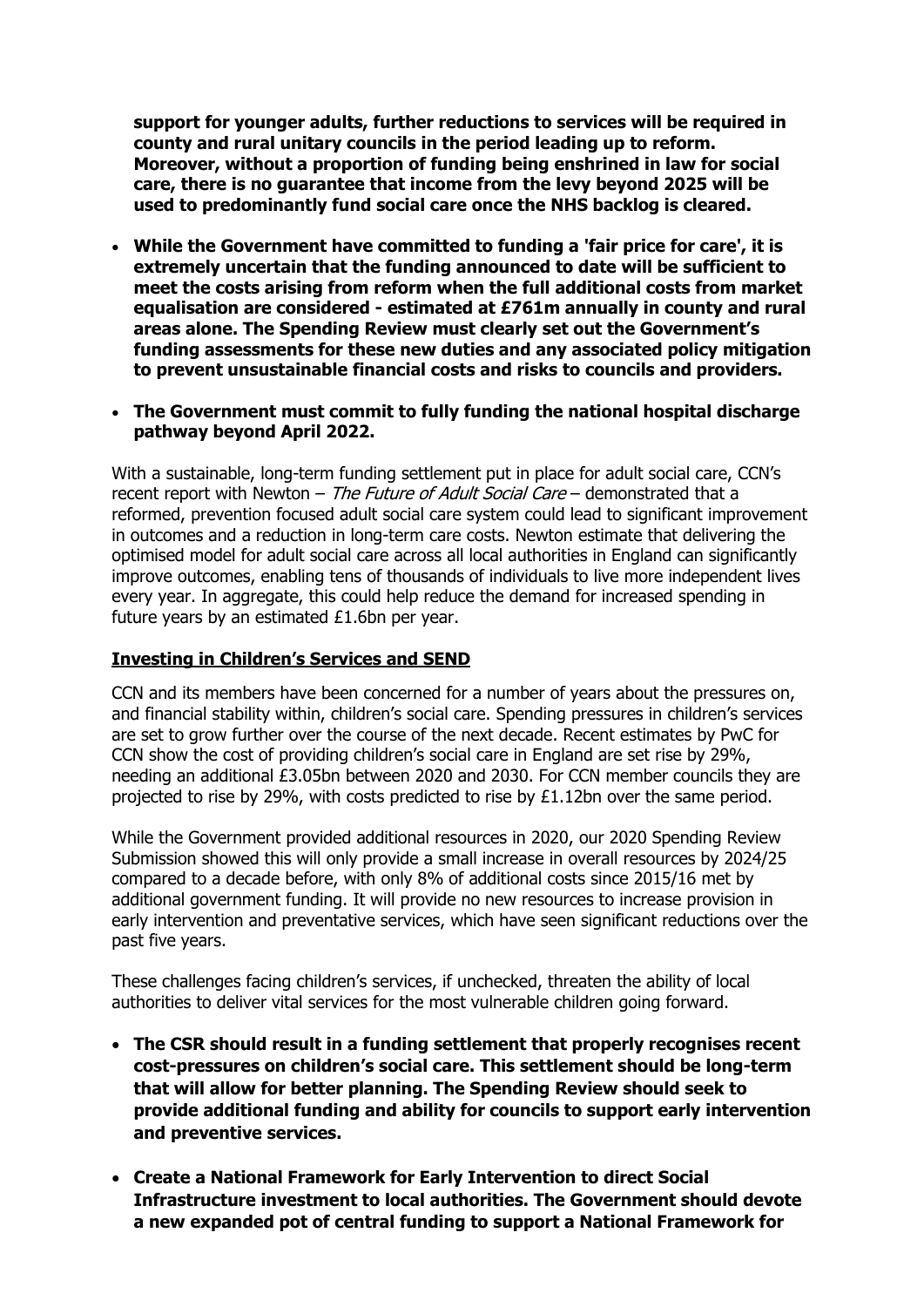**support for younger adults, further reductions to services will be required in county and rural unitary councils in the period leading up to reform. Moreover, without a proportion of funding being enshrined in law for social care, there is no guarantee that income from the levy beyond 2025 will be used to predominantly fund social care once the NHS backlog is cleared.**

- **While the Government have committed to funding a 'fair price for care', it is extremely uncertain that the funding announced to date will be sufficient to meet the costs arising from reform when the full additional costs from market equalisation are considered - estimated at £761m annually in county and rural areas alone. The Spending Review must clearly set out the Government's funding assessments for these new duties and any associated policy mitigation to prevent unsustainable financial costs and risks to councils and providers.**

- **The Government must commit to fully funding the national hospital discharge pathway beyond April 2022.**

With a sustainable, long-term funding settlement put in place for adult social care, CCN's recent report with Newton – *The Future of Adult Social Care* – demonstrated that a reformed, prevention focused adult social care system could lead to significant improvement in outcomes and a reduction in long-term care costs. Newton estimate that delivering the optimised model for adult social care across all local authorities in England can significantly improve outcomes, enabling tens of thousands of individuals to live more independent lives every year. In aggregate, this could help reduce the demand for increased spending in future years by an estimated £1.6bn per year.

**Investing in Children's Services and SEND**

CCN and its members have been concerned for a number of years about the pressures on, and financial stability within, children's social care. Spending pressures in children's services are set to grow further over the course of the next decade. Recent estimates by PwC for CCN show the cost of providing children's social care in England are set rise by 29%, needing an additional £3.05bn between 2020 and 2030. For CCN member councils they are projected to rise by 29%, with costs predicted to rise by £1.12bn over the same period.

While the Government provided additional resources in 2020, our 2020 Spending Review Submission showed this will only provide a small increase in overall resources by 2024/25 compared to a decade before, with only 8% of additional costs since 2015/16 met by additional government funding. It will provide no new resources to increase provision in early intervention and preventative services, which have seen significant reductions over the past five years.

These challenges facing children's services, if unchecked, threaten the ability of local authorities to deliver vital services for the most vulnerable children going forward.

- **The CSR should result in a funding settlement that properly recognises recent cost-pressures on children's social care. This settlement should be long-term that will allow for better planning. The Spending Review should seek to provide additional funding and ability for councils to support early intervention and preventive services.**

- **Create a National Framework for Early Intervention to direct Social Infrastructure investment to local authorities. The Government should devote a new expanded pot of central funding to support a National Framework for**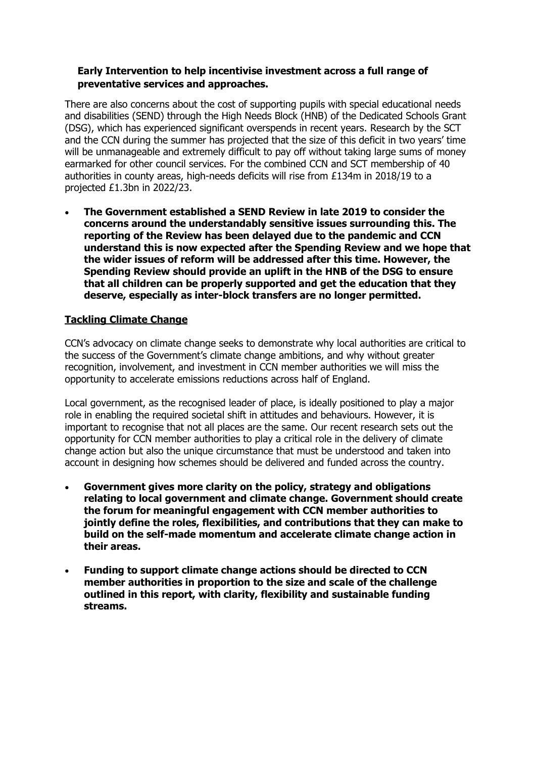**Early Intervention to help incentivise investment across a full range of preventative services and approaches.**

There are also concerns about the cost of supporting pupils with special educational needs and disabilities (SEND) through the High Needs Block (HNB) of the Dedicated Schools Grant (DSG), which has experienced significant overspends in recent years. Research by the SCT and the CCN during the summer has projected that the size of this deficit in two years' time will be unmanageable and extremely difficult to pay off without taking large sums of money earmarked for other council services. For the combined CCN and SCT membership of 40 authorities in county areas, high-needs deficits will rise from £134m in 2018/19 to a projected £1.3bn in 2022/23.

- **The Government established a SEND Review in late 2019 to consider the concerns around the understandably sensitive issues surrounding this. The reporting of the Review has been delayed due to the pandemic and CCN understand this is now expected after the Spending Review and we hope that the wider issues of reform will be addressed after this time. However, the Spending Review should provide an uplift in the HNB of the DSG to ensure that all children can be properly supported and get the education that they deserve, especially as inter-block transfers are no longer permitted.**

## Tackling Climate Change

CCN's advocacy on climate change seeks to demonstrate why local authorities are critical to the success of the Government's climate change ambitions, and why without greater recognition, involvement, and investment in CCN member authorities we will miss the opportunity to accelerate emissions reductions across half of England.

Local government, as the recognised leader of place, is ideally positioned to play a major role in enabling the required societal shift in attitudes and behaviours. However, it is important to recognise that not all places are the same. Our recent research sets out the opportunity for CCN member authorities to play a critical role in the delivery of climate change action but also the unique circumstance that must be understood and taken into account in designing how schemes should be delivered and funded across the country.

- **Government gives more clarity on the policy, strategy and obligations relating to local government and climate change. Government should create the forum for meaningful engagement with CCN member authorities to jointly define the roles, flexibilities, and contributions that they can make to build on the self-made momentum and accelerate climate change action in their areas.**
- **Funding to support climate change actions should be directed to CCN member authorities in proportion to the size and scale of the challenge outlined in this report, with clarity, flexibility and sustainable funding streams.**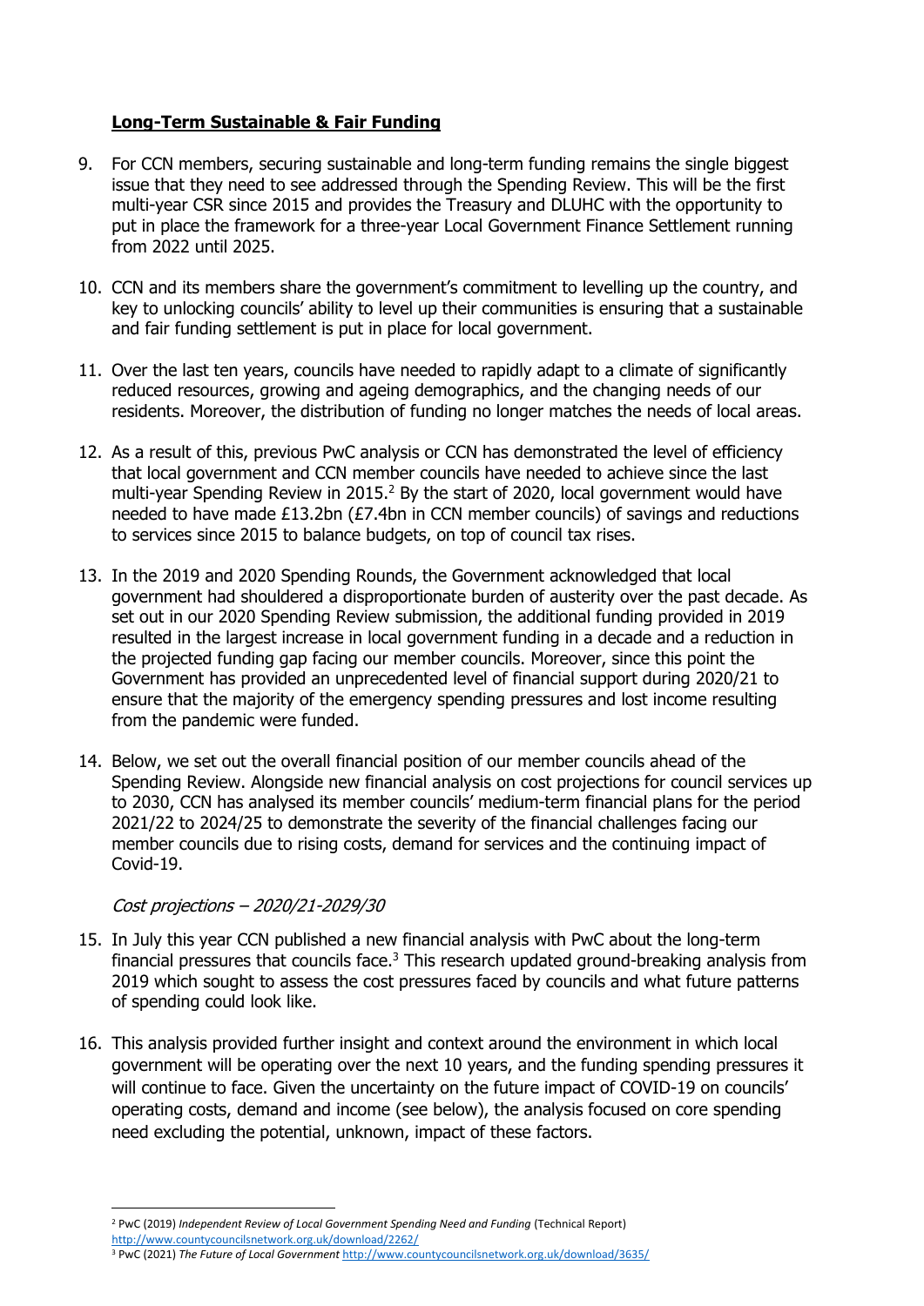## **Long-Term Sustainable & Fair Funding**

9. For CCN members, securing sustainable and long-term funding remains the single biggest issue that they need to see addressed through the Spending Review. This will be the first multi-year CSR since 2015 and provides the Treasury and DLUHC with the opportunity to put in place the framework for a three-year Local Government Finance Settlement running from 2022 until 2025.

10. CCN and its members share the government's commitment to levelling up the country, and key to unlocking councils' ability to level up their communities is ensuring that a sustainable and fair funding settlement is put in place for local government.

11. Over the last ten years, councils have needed to rapidly adapt to a climate of significantly reduced resources, growing and ageing demographics, and the changing needs of our residents. Moreover, the distribution of funding no longer matches the needs of local areas.

12. As a result of this, previous PwC analysis or CCN has demonstrated the level of efficiency that local government and CCN member councils have needed to achieve since the last multi-year Spending Review in 2015.[2] By the start of 2020, local government would have needed to have made £13.2bn (£7.4bn in CCN member councils) of savings and reductions to services since 2015 to balance budgets, on top of council tax rises.

13. In the 2019 and 2020 Spending Rounds, the Government acknowledged that local government had shouldered a disproportionate burden of austerity over the past decade. As set out in our 2020 Spending Review submission, the additional funding provided in 2019 resulted in the largest increase in local government funding in a decade and a reduction in the projected funding gap facing our member councils. Moreover, since this point the Government has provided an unprecedented level of financial support during 2020/21 to ensure that the majority of the emergency spending pressures and lost income resulting from the pandemic were funded.

14. Below, we set out the overall financial position of our member councils ahead of the Spending Review. Alongside new financial analysis on cost projections for council services up to 2030, CCN has analysed its member councils' medium-term financial plans for the period 2021/22 to 2024/25 to demonstrate the severity of the financial challenges facing our member councils due to rising costs, demand for services and the continuing impact of Covid-19.

*Cost projections – 2020/21-2029/30*

15. In July this year CCN published a new financial analysis with PwC about the long-term financial pressures that councils face.[3] This research updated ground-breaking analysis from 2019 which sought to assess the cost pressures faced by councils and what future patterns of spending could look like.

16. This analysis provided further insight and context around the environment in which local government will be operating over the next 10 years, and the funding spending pressures it will continue to face. Given the uncertainty on the future impact of COVID-19 on councils' operating costs, demand and income (see below), the analysis focused on core spending need excluding the potential, unknown, impact of these factors.

---

[2] PwC (2019) *Independent Review of Local Government Spending Need and Funding* (Technical Report) http://www.countycouncilsnetwork.org.uk/download/2262/

[3] PwC (2021) *The Future of Local Government* http://www.countycouncilsnetwork.org.uk/download/3635/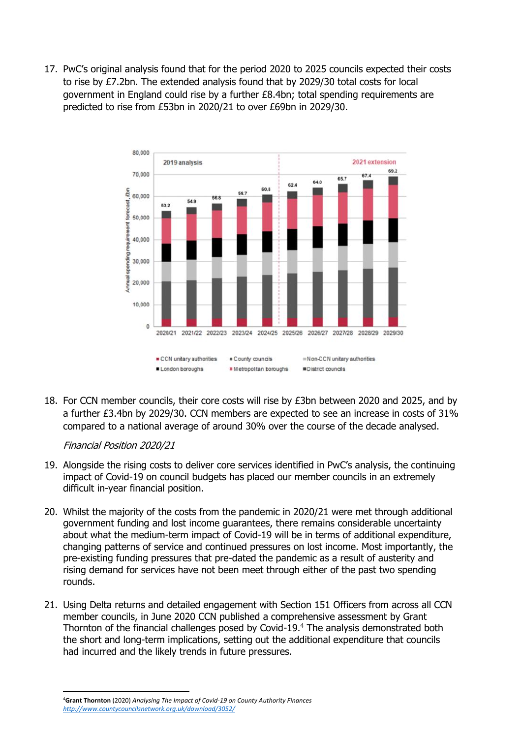17. PwC's original analysis found that for the period 2020 to 2025 councils expected their costs to rise by £7.2bn. The extended analysis found that by 2029/30 total costs for local government in England could rise by a further £8.4bn; total spending requirements are predicted to rise from £53bn in 2020/21 to over £69bn in 2029/30.

18. For CCN member councils, their core costs will rise by £3bn between 2020 and 2025, and by a further £3.4bn by 2029/30. CCN members are expected to see an increase in costs of 31% compared to a national average of around 30% over the course of the decade analysed.

*Financial Position 2020/21*

19. Alongside the rising costs to deliver core services identified in PwC's analysis, the continuing impact of Covid-19 on council budgets has placed our member councils in an extremely difficult in-year financial position.

20. Whilst the majority of the costs from the pandemic in 2020/21 were met through additional government funding and lost income guarantees, there remains considerable uncertainty about what the medium-term impact of Covid-19 will be in terms of additional expenditure, changing patterns of service and continued pressures on lost income. Most importantly, the pre-existing funding pressures that pre-dated the pandemic as a result of austerity and rising demand for services have not been meet through either of the past two spending rounds.

21. Using Delta returns and detailed engagement with Section 151 Officers from across all CCN member councils, in June 2020 CCN published a comprehensive assessment by Grant Thornton of the financial challenges posed by Covid-19.[4] The analysis demonstrated both the short and long-term implications, setting out the additional expenditure that councils had incurred and the likely trends in future pressures.

[4] **Grant Thornton** (2020) *Analysing The Impact of Covid-19 on County Authority Finances* http://www.countycouncilsnetwork.org.uk/download/3052/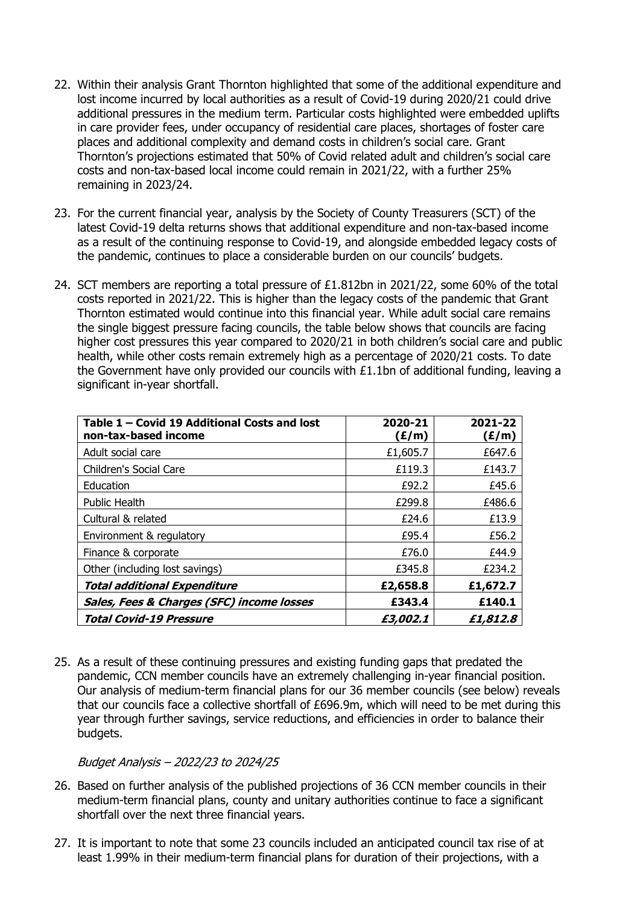22. Within their analysis Grant Thornton highlighted that some of the additional expenditure and lost income incurred by local authorities as a result of Covid-19 during 2020/21 could drive additional pressures in the medium term. Particular costs highlighted were embedded uplifts in care provider fees, under occupancy of residential care places, shortages of foster care places and additional complexity and demand costs in children's social care. Grant Thornton's projections estimated that 50% of Covid related adult and children's social care costs and non-tax-based local income could remain in 2021/22, with a further 25% remaining in 2023/24.

23. For the current financial year, analysis by the Society of County Treasurers (SCT) of the latest Covid-19 delta returns shows that additional expenditure and non-tax-based income as a result of the continuing response to Covid-19, and alongside embedded legacy costs of the pandemic, continues to place a considerable burden on our councils' budgets.

24. SCT members are reporting a total pressure of £1.812bn in 2021/22, some 60% of the total costs reported in 2021/22. This is higher than the legacy costs of the pandemic that Grant Thornton estimated would continue into this financial year. While adult social care remains the single biggest pressure facing councils, the table below shows that councils are facing higher cost pressures this year compared to 2020/21 in both children's social care and public health, while other costs remain extremely high as a percentage of 2020/21 costs. To date the Government have only provided our councils with £1.1bn of additional funding, leaving a significant in-year shortfall.

| **Table 1 – Covid 19 Additional Costs and lost non-tax-based income** | **2020-21 (£/m)** | **2021-22 (£/m)** |
|---|---|---|
| Adult social care | £1,605.7 | £647.6 |
| Children's Social Care | £119.3 | £143.7 |
| Education | £92.2 | £45.6 |
| Public Health | £299.8 | £486.6 |
| Cultural & related | £24.6 | £13.9 |
| Environment & regulatory | £95.4 | £56.2 |
| Finance & corporate | £76.0 | £44.9 |
| Other (including lost savings) | £345.8 | £234.2 |
| ***Total additional Expenditure*** | **£2,658.8** | **£1,672.7** |
| ***Sales, Fees & Charges (SFC) income losses*** | **£343.4** | **£140.1** |
| ***Total Covid-19 Pressure*** | ***£3,002.1*** | ***£1,812.8*** |

25. As a result of these continuing pressures and existing funding gaps that predated the pandemic, CCN member councils have an extremely challenging in-year financial position. Our analysis of medium-term financial plans for our 36 member councils (see below) reveals that our councils face a collective shortfall of £696.9m, which will need to be met during this year through further savings, service reductions, and efficiencies in order to balance their budgets.

*Budget Analysis – 2022/23 to 2024/25*

26. Based on further analysis of the published projections of 36 CCN member councils in their medium-term financial plans, county and unitary authorities continue to face a significant shortfall over the next three financial years.

27. It is important to note that some 23 councils included an anticipated council tax rise of at least 1.99% in their medium-term financial plans for duration of their projections, with a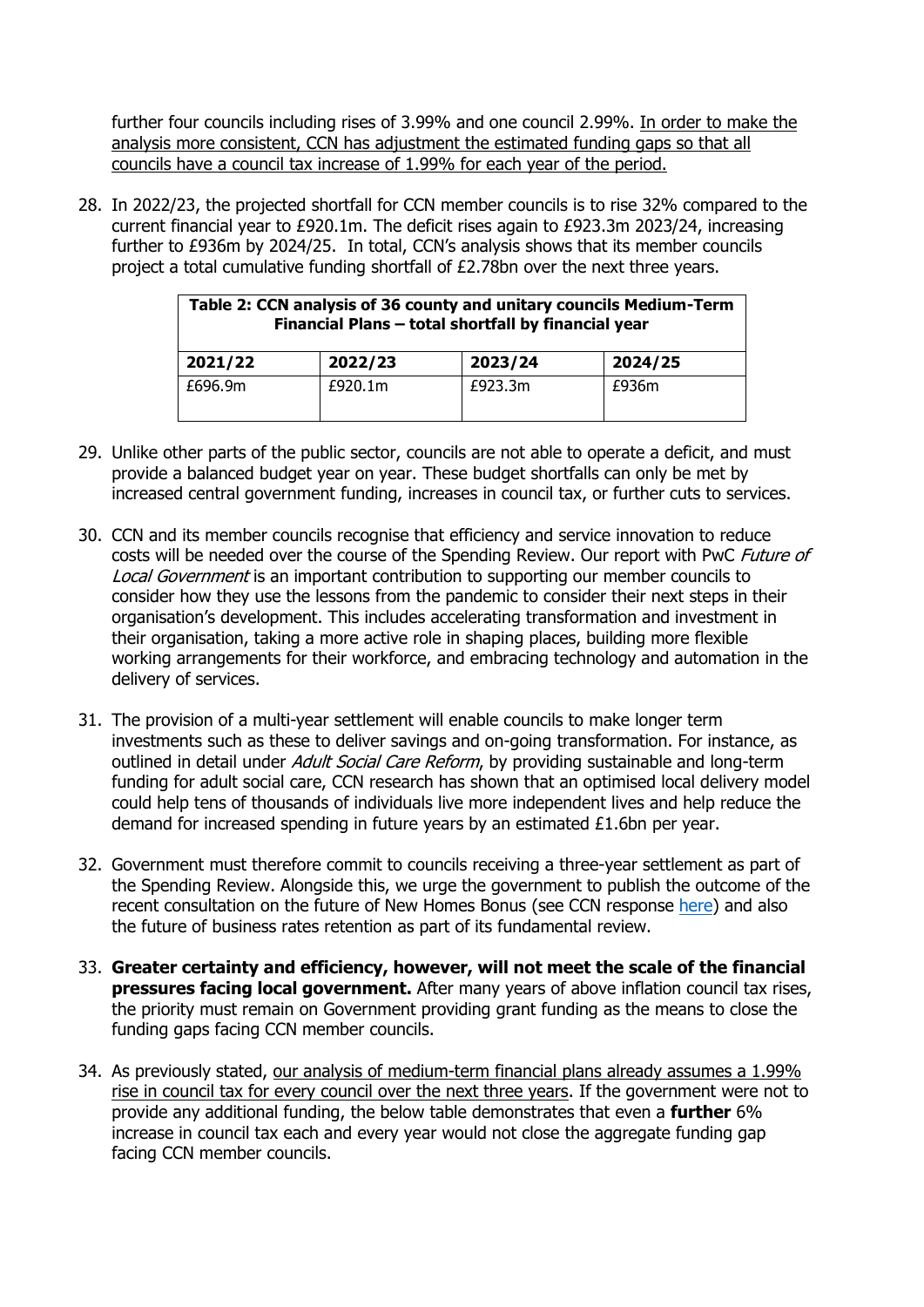further four councils including rises of 3.99% and one council 2.99%. In order to make the analysis more consistent, CCN has adjustment the estimated funding gaps so that all councils have a council tax increase of 1.99% for each year of the period.

28. In 2022/23, the projected shortfall for CCN member councils is to rise 32% compared to the current financial year to £920.1m. The deficit rises again to £923.3m 2023/24, increasing further to £936m by 2024/25. In total, CCN's analysis shows that its member councils project a total cumulative funding shortfall of £2.78bn over the next three years.

| **Table 2: CCN analysis of 36 county and unitary councils Medium-Term Financial Plans – total shortfall by financial year** | | | |
|---|---|---|---|
| **2021/22** | **2022/23** | **2023/24** | **2024/25** |
| £696.9m | £920.1m | £923.3m | £936m |

29. Unlike other parts of the public sector, councils are not able to operate a deficit, and must provide a balanced budget year on year. These budget shortfalls can only be met by increased central government funding, increases in council tax, or further cuts to services.

30. CCN and its member councils recognise that efficiency and service innovation to reduce costs will be needed over the course of the Spending Review. Our report with PwC *Future of Local Government* is an important contribution to supporting our member councils to consider how they use the lessons from the pandemic to consider their next steps in their organisation's development. This includes accelerating transformation and investment in their organisation, taking a more active role in shaping places, building more flexible working arrangements for their workforce, and embracing technology and automation in the delivery of services.

31. The provision of a multi-year settlement will enable councils to make longer term investments such as these to deliver savings and on-going transformation. For instance, as outlined in detail under *Adult Social Care Reform*, by providing sustainable and long-term funding for adult social care, CCN research has shown that an optimised local delivery model could help tens of thousands of individuals live more independent lives and help reduce the demand for increased spending in future years by an estimated £1.6bn per year.

32. Government must therefore commit to councils receiving a three-year settlement as part of the Spending Review. Alongside this, we urge the government to publish the outcome of the recent consultation on the future of New Homes Bonus (see CCN response here) and also the future of business rates retention as part of its fundamental review.

33. **Greater certainty and efficiency, however, will not meet the scale of the financial pressures facing local government.** After many years of above inflation council tax rises, the priority must remain on Government providing grant funding as the means to close the funding gaps facing CCN member councils.

34. As previously stated, our analysis of medium-term financial plans already assumes a 1.99% rise in council tax for every council over the next three years. If the government were not to provide any additional funding, the below table demonstrates that even a **further** 6% increase in council tax each and every year would not close the aggregate funding gap facing CCN member councils.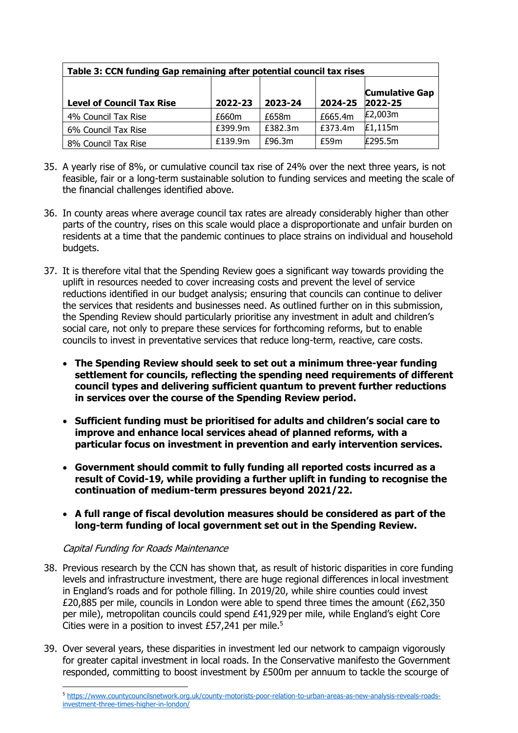| Table 3: CCN funding Gap remaining after potential council tax rises | | | | |
|---|---|---|---|---|
| **Level of Council Tax Rise** | **2022-23** | **2023-24** | **2024-25** | **Cumulative Gap 2022-25** |
| 4% Council Tax Rise | £660m | £658m | £665.4m | £2,003m |
| 6% Council Tax Rise | £399.9m | £382.3m | £373.4m | £1,115m |
| 8% Council Tax Rise | £139.9m | £96.3m | £59m | £295.5m |

35. A yearly rise of 8%, or cumulative council tax rise of 24% over the next three years, is not feasible, fair or a long-term sustainable solution to funding services and meeting the scale of the financial challenges identified above.

36. In county areas where average council tax rates are already considerably higher than other parts of the country, rises on this scale would place a disproportionate and unfair burden on residents at a time that the pandemic continues to place strains on individual and household budgets.

37. It is therefore vital that the Spending Review goes a significant way towards providing the uplift in resources needed to cover increasing costs and prevent the level of service reductions identified in our budget analysis; ensuring that councils can continue to deliver the services that residents and businesses need. As outlined further on in this submission, the Spending Review should particularly prioritise any investment in adult and children's social care, not only to prepare these services for forthcoming reforms, but to enable councils to invest in preventative services that reduce long-term, reactive, care costs.

    - **The Spending Review should seek to set out a minimum three-year funding settlement for councils, reflecting the spending need requirements of different council types and delivering sufficient quantum to prevent further reductions in services over the course of the Spending Review period.**
    - **Sufficient funding must be prioritised for adults and children's social care to improve and enhance local services ahead of planned reforms, with a particular focus on investment in prevention and early intervention services.**
    - **Government should commit to fully funding all reported costs incurred as a result of Covid-19, while providing a further uplift in funding to recognise the continuation of medium-term pressures beyond 2021/22.**
    - **A full range of fiscal devolution measures should be considered as part of the long-term funding of local government set out in the Spending Review.**

*Capital Funding for Roads Maintenance*

38. Previous research by the CCN has shown that, as result of historic disparities in core funding levels and infrastructure investment, there are huge regional differences in local investment in England's roads and for pothole filling. In 2019/20, while shire counties could invest £20,885 per mile, councils in London were able to spend three times the amount (£62,350 per mile), metropolitan councils could spend £41,929 per mile, while England's eight Core Cities were in a position to invest £57,241 per mile.[5]

39. Over several years, these disparities in investment led our network to campaign vigorously for greater capital investment in local roads. In the Conservative manifesto the Government responded, committing to boost investment by £500m per annuum to tackle the scourge of

[5] https://www.countycouncilsnetwork.org.uk/county-motorists-poor-relation-to-urban-areas-as-new-analysis-reveals-roads-investment-three-times-higher-in-london/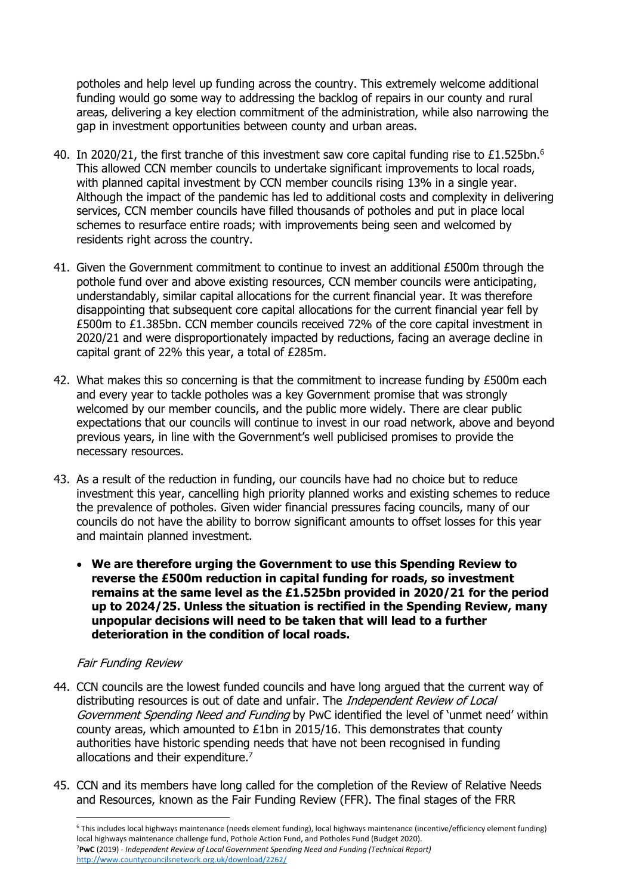potholes and help level up funding across the country. This extremely welcome additional funding would go some way to addressing the backlog of repairs in our county and rural areas, delivering a key election commitment of the administration, while also narrowing the gap in investment opportunities between county and urban areas.

40. In 2020/21, the first tranche of this investment saw core capital funding rise to £1.525bn.[6] This allowed CCN member councils to undertake significant improvements to local roads, with planned capital investment by CCN member councils rising 13% in a single year. Although the impact of the pandemic has led to additional costs and complexity in delivering services, CCN member councils have filled thousands of potholes and put in place local schemes to resurface entire roads; with improvements being seen and welcomed by residents right across the country.

41. Given the Government commitment to continue to invest an additional £500m through the pothole fund over and above existing resources, CCN member councils were anticipating, understandably, similar capital allocations for the current financial year. It was therefore disappointing that subsequent core capital allocations for the current financial year fell by £500m to £1.385bn. CCN member councils received 72% of the core capital investment in 2020/21 and were disproportionately impacted by reductions, facing an average decline in capital grant of 22% this year, a total of £285m.

42. What makes this so concerning is that the commitment to increase funding by £500m each and every year to tackle potholes was a key Government promise that was strongly welcomed by our member councils, and the public more widely. There are clear public expectations that our councils will continue to invest in our road network, above and beyond previous years, in line with the Government's well publicised promises to provide the necessary resources.

43. As a result of the reduction in funding, our councils have had no choice but to reduce investment this year, cancelling high priority planned works and existing schemes to reduce the prevalence of potholes. Given wider financial pressures facing councils, many of our councils do not have the ability to borrow significant amounts to offset losses for this year and maintain planned investment.

    - **We are therefore urging the Government to use this Spending Review to reverse the £500m reduction in capital funding for roads, so investment remains at the same level as the £1.525bn provided in 2020/21 for the period up to 2024/25. Unless the situation is rectified in the Spending Review, many unpopular decisions will need to be taken that will lead to a further deterioration in the condition of local roads.**

*Fair Funding Review*

44. CCN councils are the lowest funded councils and have long argued that the current way of distributing resources is out of date and unfair. The *Independent Review of Local Government Spending Need and Funding* by PwC identified the level of 'unmet need' within county areas, which amounted to £1bn in 2015/16. This demonstrates that county authorities have historic spending needs that have not been recognised in funding allocations and their expenditure.[7]

45. CCN and its members have long called for the completion of the Review of Relative Needs and Resources, known as the Fair Funding Review (FFR). The final stages of the FRR

---

[6] This includes local highways maintenance (needs element funding), local highways maintenance (incentive/efficiency element funding) local highways maintenance challenge fund, Pothole Action Fund, and Potholes Fund (Budget 2020).

[7] **PwC** (2019) - *Independent Review of Local Government Spending Need and Funding (Technical Report)* http://www.countycouncilsnetwork.org.uk/download/2262/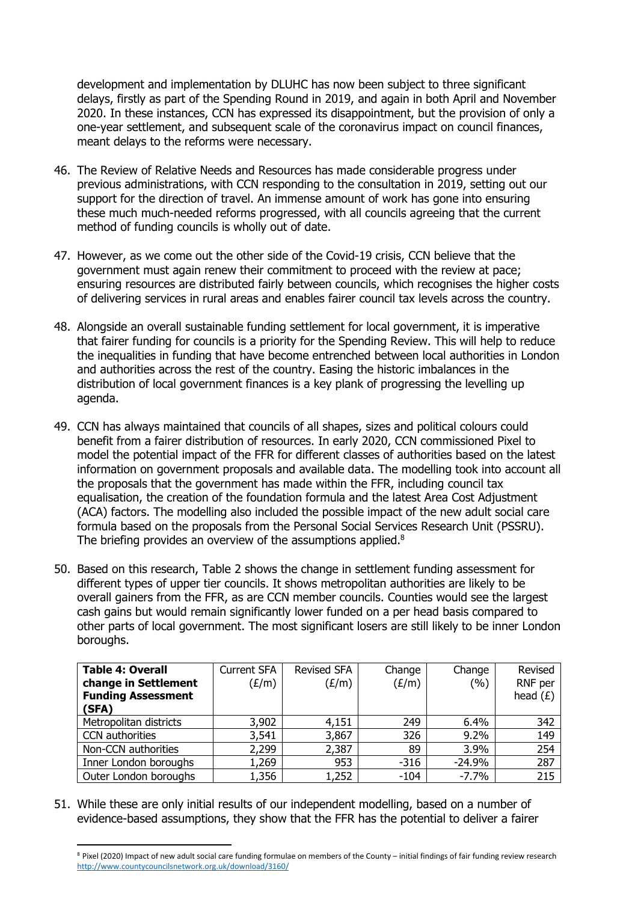development and implementation by DLUHC has now been subject to three significant delays, firstly as part of the Spending Round in 2019, and again in both April and November 2020. In these instances, CCN has expressed its disappointment, but the provision of only a one-year settlement, and subsequent scale of the coronavirus impact on council finances, meant delays to the reforms were necessary.

46. The Review of Relative Needs and Resources has made considerable progress under previous administrations, with CCN responding to the consultation in 2019, setting out our support for the direction of travel. An immense amount of work has gone into ensuring these much much-needed reforms progressed, with all councils agreeing that the current method of funding councils is wholly out of date.

47. However, as we come out the other side of the Covid-19 crisis, CCN believe that the government must again renew their commitment to proceed with the review at pace; ensuring resources are distributed fairly between councils, which recognises the higher costs of delivering services in rural areas and enables fairer council tax levels across the country.

48. Alongside an overall sustainable funding settlement for local government, it is imperative that fairer funding for councils is a priority for the Spending Review. This will help to reduce the inequalities in funding that have become entrenched between local authorities in London and authorities across the rest of the country. Easing the historic imbalances in the distribution of local government finances is a key plank of progressing the levelling up agenda.

49. CCN has always maintained that councils of all shapes, sizes and political colours could benefit from a fairer distribution of resources. In early 2020, CCN commissioned Pixel to model the potential impact of the FFR for different classes of authorities based on the latest information on government proposals and available data. The modelling took into account all the proposals that the government has made within the FFR, including council tax equalisation, the creation of the foundation formula and the latest Area Cost Adjustment (ACA) factors. The modelling also included the possible impact of the new adult social care formula based on the proposals from the Personal Social Services Research Unit (PSSRU). The briefing provides an overview of the assumptions applied.[8]

50. Based on this research, Table 2 shows the change in settlement funding assessment for different types of upper tier councils. It shows metropolitan authorities are likely to be overall gainers from the FFR, as are CCN member councils. Counties would see the largest cash gains but would remain significantly lower funded on a per head basis compared to other parts of local government. The most significant losers are still likely to be inner London boroughs.

| **Table 4: Overall change in Settlement Funding Assessment (SFA)** | Current SFA (£/m) | Revised SFA (£/m) | Change (£/m) | Change (%) | Revised RNF per head (£) |
|---|---|---|---|---|---|
| Metropolitan districts | 3,902 | 4,151 | 249 | 6.4% | 342 |
| CCN authorities | 3,541 | 3,867 | 326 | 9.2% | 149 |
| Non-CCN authorities | 2,299 | 2,387 | 89 | 3.9% | 254 |
| Inner London boroughs | 1,269 | 953 | -316 | -24.9% | 287 |
| Outer London boroughs | 1,356 | 1,252 | -104 | -7.7% | 215 |

51. While these are only initial results of our independent modelling, based on a number of evidence-based assumptions, they show that the FFR has the potential to deliver a fairer

[8] Pixel (2020) Impact of new adult social care funding formulae on members of the County – initial findings of fair funding review research http://www.countycouncilsnetwork.org.uk/download/3160/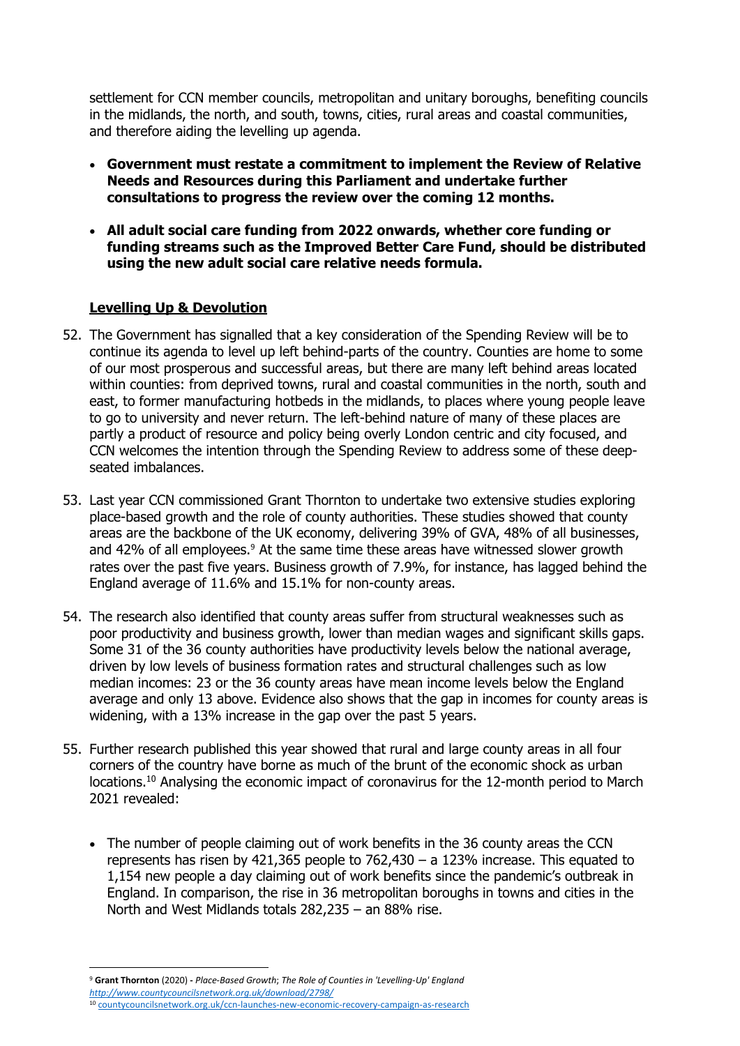settlement for CCN member councils, metropolitan and unitary boroughs, benefiting councils in the midlands, the north, and south, towns, cities, rural areas and coastal communities, and therefore aiding the levelling up agenda.

- **Government must restate a commitment to implement the Review of Relative Needs and Resources during this Parliament and undertake further consultations to progress the review over the coming 12 months.**
- **All adult social care funding from 2022 onwards, whether core funding or funding streams such as the Improved Better Care Fund, should be distributed using the new adult social care relative needs formula.**

## Levelling Up & Devolution

52. The Government has signalled that a key consideration of the Spending Review will be to continue its agenda to level up left behind-parts of the country. Counties are home to some of our most prosperous and successful areas, but there are many left behind areas located within counties: from deprived towns, rural and coastal communities in the north, south and east, to former manufacturing hotbeds in the midlands, to places where young people leave to go to university and never return. The left-behind nature of many of these places are partly a product of resource and policy being overly London centric and city focused, and CCN welcomes the intention through the Spending Review to address some of these deep-seated imbalances.

53. Last year CCN commissioned Grant Thornton to undertake two extensive studies exploring place-based growth and the role of county authorities. These studies showed that county areas are the backbone of the UK economy, delivering 39% of GVA, 48% of all businesses, and 42% of all employees.[9] At the same time these areas have witnessed slower growth rates over the past five years. Business growth of 7.9%, for instance, has lagged behind the England average of 11.6% and 15.1% for non-county areas.

54. The research also identified that county areas suffer from structural weaknesses such as poor productivity and business growth, lower than median wages and significant skills gaps. Some 31 of the 36 county authorities have productivity levels below the national average, driven by low levels of business formation rates and structural challenges such as low median incomes: 23 or the 36 county areas have mean income levels below the England average and only 13 above. Evidence also shows that the gap in incomes for county areas is widening, with a 13% increase in the gap over the past 5 years.

55. Further research published this year showed that rural and large county areas in all four corners of the country have borne as much of the brunt of the economic shock as urban locations.[10] Analysing the economic impact of coronavirus for the 12-month period to March 2021 revealed:

    - The number of people claiming out of work benefits in the 36 county areas the CCN represents has risen by 421,365 people to 762,430 – a 123% increase. This equated to 1,154 new people a day claiming out of work benefits since the pandemic's outbreak in England. In comparison, the rise in 36 metropolitan boroughs in towns and cities in the North and West Midlands totals 282,235 – an 88% rise.

---

[9] **Grant Thornton** (2020) - *Place-Based Growth*; *The Role of Counties in 'Levelling-Up' England* *http://www.countycouncilsnetwork.org.uk/download/2798/*

[10] countycouncilsnetwork.org.uk/ccn-launches-new-economic-recovery-campaign-as-research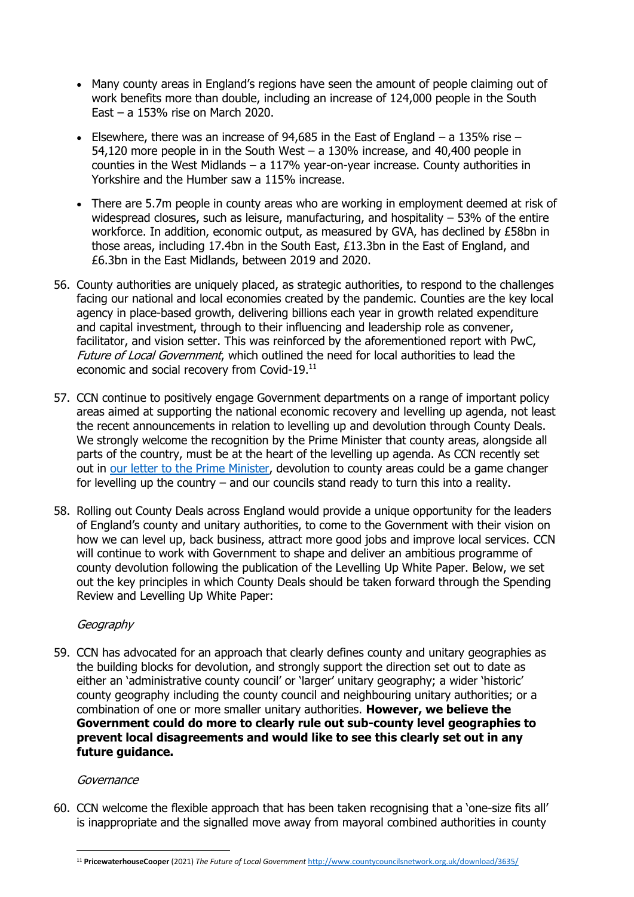- Many county areas in England's regions have seen the amount of people claiming out of work benefits more than double, including an increase of 124,000 people in the South East – a 153% rise on March 2020.
- Elsewhere, there was an increase of 94,685 in the East of England – a 135% rise – 54,120 more people in in the South West – a 130% increase, and 40,400 people in counties in the West Midlands – a 117% year-on-year increase. County authorities in Yorkshire and the Humber saw a 115% increase.
- There are 5.7m people in county areas who are working in employment deemed at risk of widespread closures, such as leisure, manufacturing, and hospitality – 53% of the entire workforce. In addition, economic output, as measured by GVA, has declined by £58bn in those areas, including 17.4bn in the South East, £13.3bn in the East of England, and £6.3bn in the East Midlands, between 2019 and 2020.

56. County authorities are uniquely placed, as strategic authorities, to respond to the challenges facing our national and local economies created by the pandemic. Counties are the key local agency in place-based growth, delivering billions each year in growth related expenditure and capital investment, through to their influencing and leadership role as convener, facilitator, and vision setter. This was reinforced by the aforementioned report with PwC, *Future of Local Government*, which outlined the need for local authorities to lead the economic and social recovery from Covid-19.[11]

57. CCN continue to positively engage Government departments on a range of important policy areas aimed at supporting the national economic recovery and levelling up agenda, not least the recent announcements in relation to levelling up and devolution through County Deals. We strongly welcome the recognition by the Prime Minister that county areas, alongside all parts of the country, must be at the heart of the levelling up agenda. As CCN recently set out in our letter to the Prime Minister, devolution to county areas could be a game changer for levelling up the country – and our councils stand ready to turn this into a reality.

58. Rolling out County Deals across England would provide a unique opportunity for the leaders of England's county and unitary authorities, to come to the Government with their vision on how we can level up, back business, attract more good jobs and improve local services. CCN will continue to work with Government to shape and deliver an ambitious programme of county devolution following the publication of the Levelling Up White Paper. Below, we set out the key principles in which County Deals should be taken forward through the Spending Review and Levelling Up White Paper:

*Geography*

59. CCN has advocated for an approach that clearly defines county and unitary geographies as the building blocks for devolution, and strongly support the direction set out to date as either an 'administrative county council' or 'larger' unitary geography; a wider 'historic' county geography including the county council and neighbouring unitary authorities; or a combination of one or more smaller unitary authorities. **However, we believe the Government could do more to clearly rule out sub-county level geographies to prevent local disagreements and would like to see this clearly set out in any future guidance.**

*Governance*

60. CCN welcome the flexible approach that has been taken recognising that a 'one-size fits all' is inappropriate and the signalled move away from mayoral combined authorities in county

[11] **PricewaterhouseCooper** (2021) *The Future of Local Government* http://www.countycouncilsnetwork.org.uk/download/3635/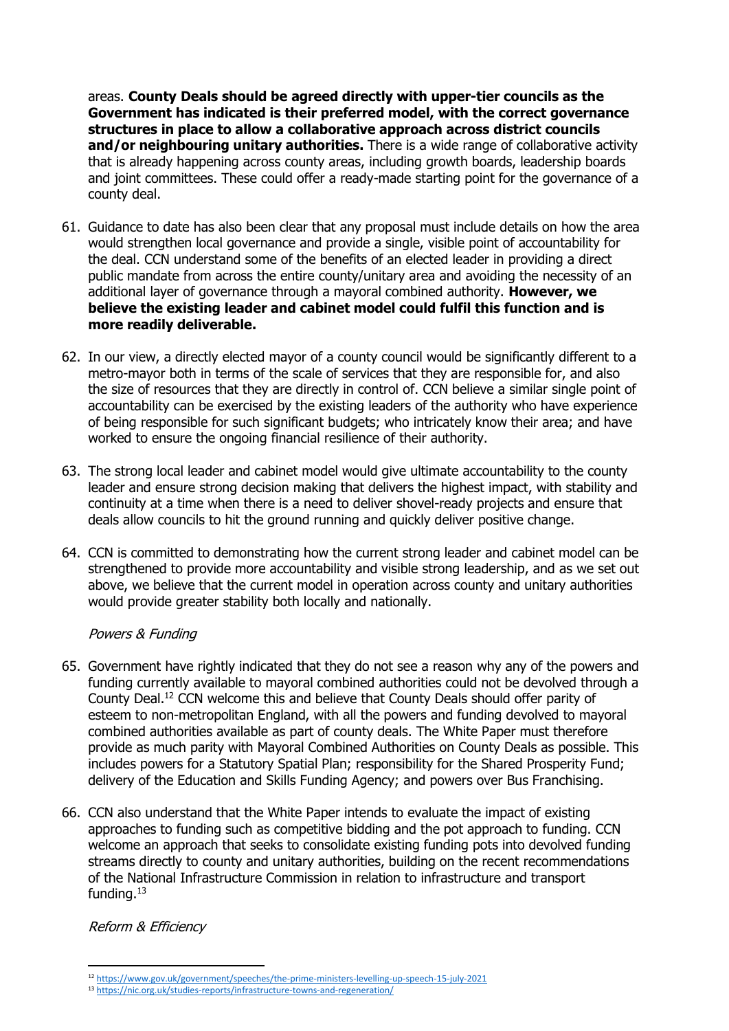areas. **County Deals should be agreed directly with upper-tier councils as the Government has indicated is their preferred model, with the correct governance structures in place to allow a collaborative approach across district councils and/or neighbouring unitary authorities.** There is a wide range of collaborative activity that is already happening across county areas, including growth boards, leadership boards and joint committees. These could offer a ready-made starting point for the governance of a county deal.

61. Guidance to date has also been clear that any proposal must include details on how the area would strengthen local governance and provide a single, visible point of accountability for the deal. CCN understand some of the benefits of an elected leader in providing a direct public mandate from across the entire county/unitary area and avoiding the necessity of an additional layer of governance through a mayoral combined authority. **However, we believe the existing leader and cabinet model could fulfil this function and is more readily deliverable.**

62. In our view, a directly elected mayor of a county council would be significantly different to a metro-mayor both in terms of the scale of services that they are responsible for, and also the size of resources that they are directly in control of. CCN believe a similar single point of accountability can be exercised by the existing leaders of the authority who have experience of being responsible for such significant budgets; who intricately know their area; and have worked to ensure the ongoing financial resilience of their authority.

63. The strong local leader and cabinet model would give ultimate accountability to the county leader and ensure strong decision making that delivers the highest impact, with stability and continuity at a time when there is a need to deliver shovel-ready projects and ensure that deals allow councils to hit the ground running and quickly deliver positive change.

64. CCN is committed to demonstrating how the current strong leader and cabinet model can be strengthened to provide more accountability and visible strong leadership, and as we set out above, we believe that the current model in operation across county and unitary authorities would provide greater stability both locally and nationally.

*Powers & Funding*

65. Government have rightly indicated that they do not see a reason why any of the powers and funding currently available to mayoral combined authorities could not be devolved through a County Deal.[12] CCN welcome this and believe that County Deals should offer parity of esteem to non-metropolitan England, with all the powers and funding devolved to mayoral combined authorities available as part of county deals. The White Paper must therefore provide as much parity with Mayoral Combined Authorities on County Deals as possible. This includes powers for a Statutory Spatial Plan; responsibility for the Shared Prosperity Fund; delivery of the Education and Skills Funding Agency; and powers over Bus Franchising.

66. CCN also understand that the White Paper intends to evaluate the impact of existing approaches to funding such as competitive bidding and the pot approach to funding. CCN welcome an approach that seeks to consolidate existing funding pots into devolved funding streams directly to county and unitary authorities, building on the recent recommendations of the National Infrastructure Commission in relation to infrastructure and transport funding.[13]

*Reform & Efficiency*

---

[12] https://www.gov.uk/government/speeches/the-prime-ministers-levelling-up-speech-15-july-2021

[13] https://nic.org.uk/studies-reports/infrastructure-towns-and-regeneration/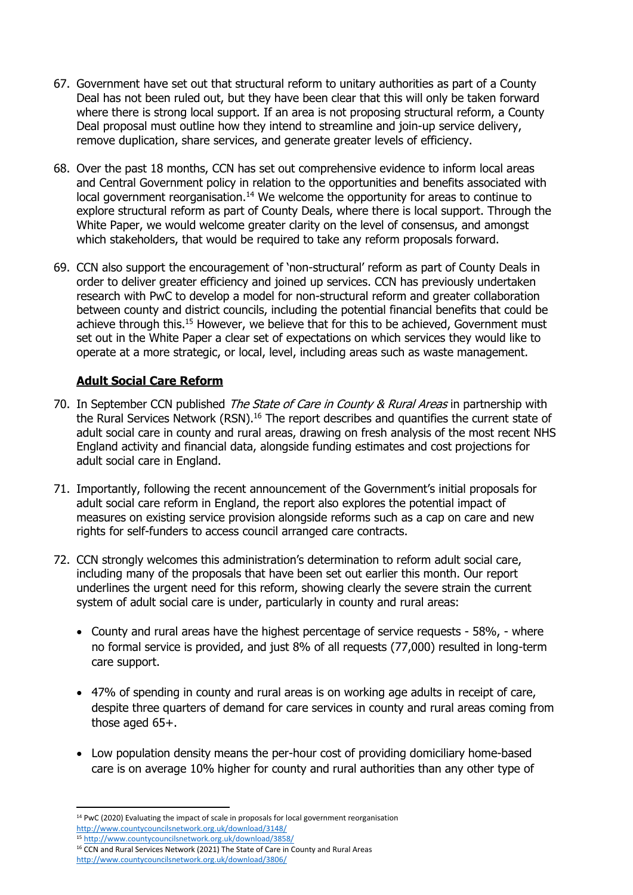67. Government have set out that structural reform to unitary authorities as part of a County Deal has not been ruled out, but they have been clear that this will only be taken forward where there is strong local support. If an area is not proposing structural reform, a County Deal proposal must outline how they intend to streamline and join-up service delivery, remove duplication, share services, and generate greater levels of efficiency.

68. Over the past 18 months, CCN has set out comprehensive evidence to inform local areas and Central Government policy in relation to the opportunities and benefits associated with local government reorganisation.[14] We welcome the opportunity for areas to continue to explore structural reform as part of County Deals, where there is local support. Through the White Paper, we would welcome greater clarity on the level of consensus, and amongst which stakeholders, that would be required to take any reform proposals forward.

69. CCN also support the encouragement of 'non-structural' reform as part of County Deals in order to deliver greater efficiency and joined up services. CCN has previously undertaken research with PwC to develop a model for non-structural reform and greater collaboration between county and district councils, including the potential financial benefits that could be achieve through this.[15] However, we believe that for this to be achieved, Government must set out in the White Paper a clear set of expectations on which services they would like to operate at a more strategic, or local, level, including areas such as waste management.

## Adult Social Care Reform

70. In September CCN published *The State of Care in County & Rural Areas* in partnership with the Rural Services Network (RSN).[16] The report describes and quantifies the current state of adult social care in county and rural areas, drawing on fresh analysis of the most recent NHS England activity and financial data, alongside funding estimates and cost projections for adult social care in England.

71. Importantly, following the recent announcement of the Government's initial proposals for adult social care reform in England, the report also explores the potential impact of measures on existing service provision alongside reforms such as a cap on care and new rights for self-funders to access council arranged care contracts.

72. CCN strongly welcomes this administration's determination to reform adult social care, including many of the proposals that have been set out earlier this month. Our report underlines the urgent need for this reform, showing clearly the severe strain the current system of adult social care is under, particularly in county and rural areas:

    - County and rural areas have the highest percentage of service requests - 58%, - where no formal service is provided, and just 8% of all requests (77,000) resulted in long-term care support.

    - 47% of spending in county and rural areas is on working age adults in receipt of care, despite three quarters of demand for care services in county and rural areas coming from those aged 65+.

    - Low population density means the per-hour cost of providing domiciliary home-based care is on average 10% higher for county and rural authorities than any other type of

---

[14] PwC (2020) Evaluating the impact of scale in proposals for local government reorganisation http://www.countycouncilsnetwork.org.uk/download/3148/

[15] http://www.countycouncilsnetwork.org.uk/download/3858/

[16] CCN and Rural Services Network (2021) The State of Care in County and Rural Areas http://www.countycouncilsnetwork.org.uk/download/3806/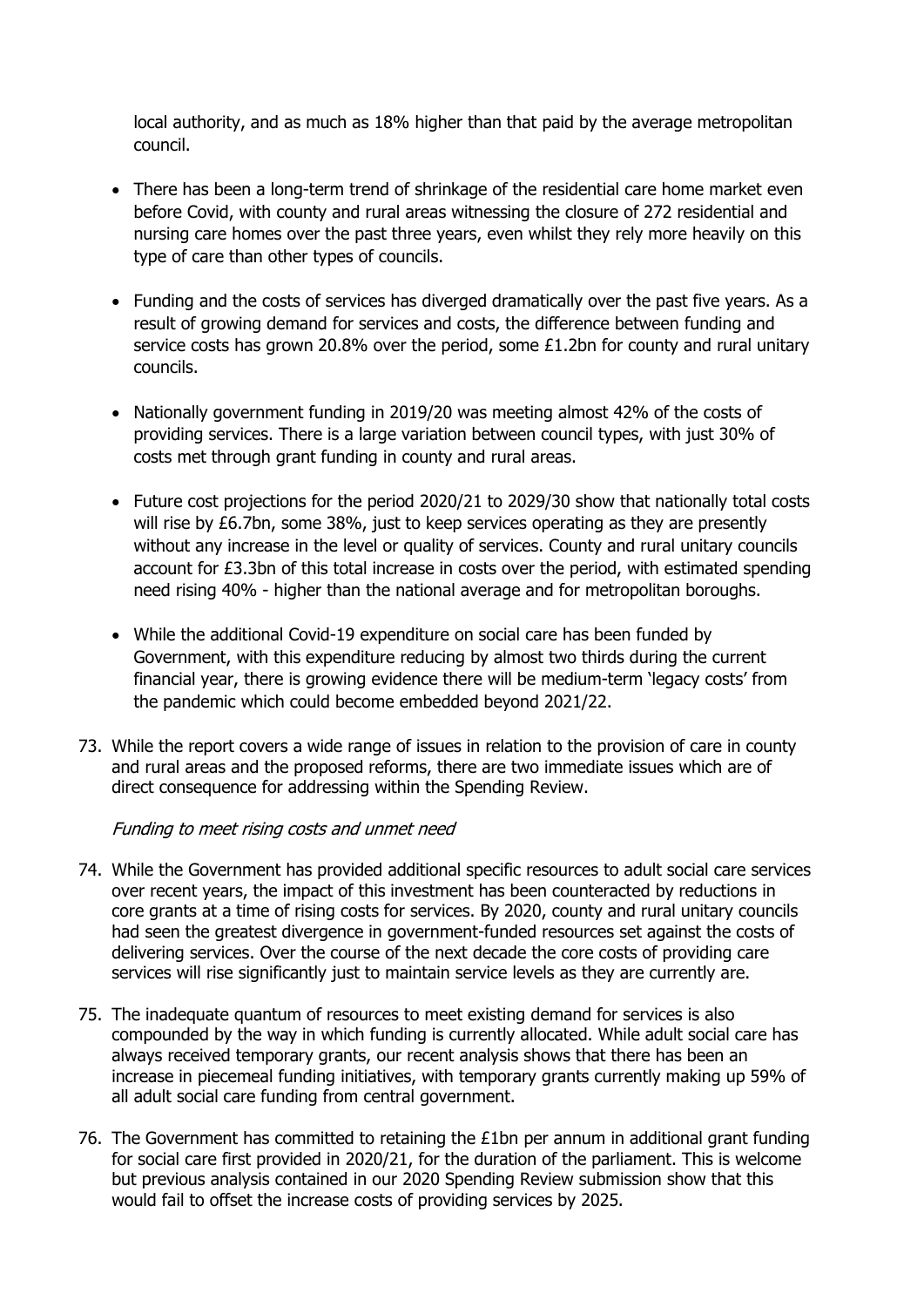local authority, and as much as 18% higher than that paid by the average metropolitan council.

- There has been a long-term trend of shrinkage of the residential care home market even before Covid, with county and rural areas witnessing the closure of 272 residential and nursing care homes over the past three years, even whilst they rely more heavily on this type of care than other types of councils.

- Funding and the costs of services has diverged dramatically over the past five years. As a result of growing demand for services and costs, the difference between funding and service costs has grown 20.8% over the period, some £1.2bn for county and rural unitary councils.

- Nationally government funding in 2019/20 was meeting almost 42% of the costs of providing services. There is a large variation between council types, with just 30% of costs met through grant funding in county and rural areas.

- Future cost projections for the period 2020/21 to 2029/30 show that nationally total costs will rise by £6.7bn, some 38%, just to keep services operating as they are presently without any increase in the level or quality of services. County and rural unitary councils account for £3.3bn of this total increase in costs over the period, with estimated spending need rising 40% - higher than the national average and for metropolitan boroughs.

- While the additional Covid-19 expenditure on social care has been funded by Government, with this expenditure reducing by almost two thirds during the current financial year, there is growing evidence there will be medium-term 'legacy costs' from the pandemic which could become embedded beyond 2021/22.

73. While the report covers a wide range of issues in relation to the provision of care in county and rural areas and the proposed reforms, there are two immediate issues which are of direct consequence for addressing within the Spending Review.

*Funding to meet rising costs and unmet need*

74. While the Government has provided additional specific resources to adult social care services over recent years, the impact of this investment has been counteracted by reductions in core grants at a time of rising costs for services. By 2020, county and rural unitary councils had seen the greatest divergence in government-funded resources set against the costs of delivering services. Over the course of the next decade the core costs of providing care services will rise significantly just to maintain service levels as they are currently are.

75. The inadequate quantum of resources to meet existing demand for services is also compounded by the way in which funding is currently allocated. While adult social care has always received temporary grants, our recent analysis shows that there has been an increase in piecemeal funding initiatives, with temporary grants currently making up 59% of all adult social care funding from central government.

76. The Government has committed to retaining the £1bn per annum in additional grant funding for social care first provided in 2020/21, for the duration of the parliament. This is welcome but previous analysis contained in our 2020 Spending Review submission show that this would fail to offset the increase costs of providing services by 2025.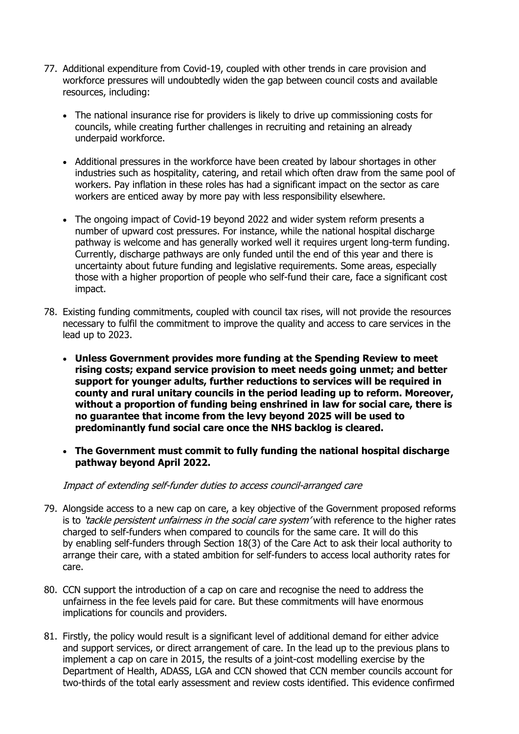77. Additional expenditure from Covid-19, coupled with other trends in care provision and workforce pressures will undoubtedly widen the gap between council costs and available resources, including:

    - The national insurance rise for providers is likely to drive up commissioning costs for councils, while creating further challenges in recruiting and retaining an already underpaid workforce.

    - Additional pressures in the workforce have been created by labour shortages in other industries such as hospitality, catering, and retail which often draw from the same pool of workers. Pay inflation in these roles has had a significant impact on the sector as care workers are enticed away by more pay with less responsibility elsewhere.

    - The ongoing impact of Covid-19 beyond 2022 and wider system reform presents a number of upward cost pressures. For instance, while the national hospital discharge pathway is welcome and has generally worked well it requires urgent long-term funding. Currently, discharge pathways are only funded until the end of this year and there is uncertainty about future funding and legislative requirements. Some areas, especially those with a higher proportion of people who self-fund their care, face a significant cost impact.

78. Existing funding commitments, coupled with council tax rises, will not provide the resources necessary to fulfil the commitment to improve the quality and access to care services in the lead up to 2023.

    - **Unless Government provides more funding at the Spending Review to meet rising costs; expand service provision to meet needs going unmet; and better support for younger adults, further reductions to services will be required in county and rural unitary councils in the period leading up to reform. Moreover, without a proportion of funding being enshrined in law for social care, there is no guarantee that income from the levy beyond 2025 will be used to predominantly fund social care once the NHS backlog is cleared.**

    - **The Government must commit to fully funding the national hospital discharge pathway beyond April 2022.**

*Impact of extending self-funder duties to access council-arranged care*

79. Alongside access to a new cap on care, a key objective of the Government proposed reforms is to *'tackle persistent unfairness in the social care system'* with reference to the higher rates charged to self-funders when compared to councils for the same care. It will do this by enabling self-funders through Section 18(3) of the Care Act to ask their local authority to arrange their care, with a stated ambition for self-funders to access local authority rates for care.

80. CCN support the introduction of a cap on care and recognise the need to address the unfairness in the fee levels paid for care. But these commitments will have enormous implications for councils and providers.

81. Firstly, the policy would result is a significant level of additional demand for either advice and support services, or direct arrangement of care. In the lead up to the previous plans to implement a cap on care in 2015, the results of a joint-cost modelling exercise by the Department of Health, ADASS, LGA and CCN showed that CCN member councils account for two-thirds of the total early assessment and review costs identified. This evidence confirmed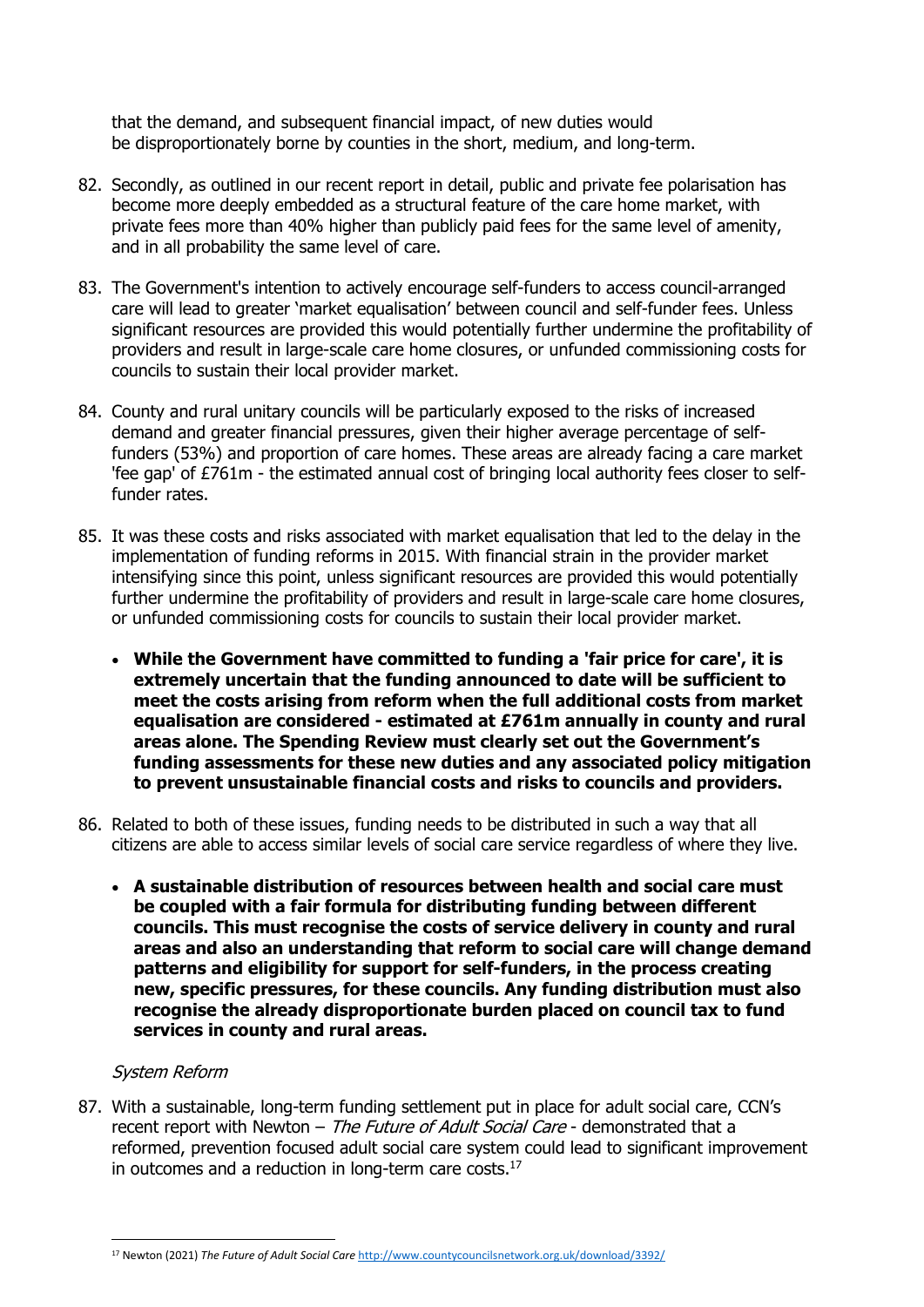that the demand, and subsequent financial impact, of new duties would be disproportionately borne by counties in the short, medium, and long-term.

82. Secondly, as outlined in our recent report in detail, public and private fee polarisation has become more deeply embedded as a structural feature of the care home market, with private fees more than 40% higher than publicly paid fees for the same level of amenity, and in all probability the same level of care.

83. The Government's intention to actively encourage self-funders to access council-arranged care will lead to greater 'market equalisation' between council and self-funder fees. Unless significant resources are provided this would potentially further undermine the profitability of providers and result in large-scale care home closures, or unfunded commissioning costs for councils to sustain their local provider market.

84. County and rural unitary councils will be particularly exposed to the risks of increased demand and greater financial pressures, given their higher average percentage of self-funders (53%) and proportion of care homes. These areas are already facing a care market 'fee gap' of £761m - the estimated annual cost of bringing local authority fees closer to self-funder rates.

85. It was these costs and risks associated with market equalisation that led to the delay in the implementation of funding reforms in 2015. With financial strain in the provider market intensifying since this point, unless significant resources are provided this would potentially further undermine the profitability of providers and result in large-scale care home closures, or unfunded commissioning costs for councils to sustain their local provider market.

    - **While the Government have committed to funding a 'fair price for care', it is extremely uncertain that the funding announced to date will be sufficient to meet the costs arising from reform when the full additional costs from market equalisation are considered - estimated at £761m annually in county and rural areas alone. The Spending Review must clearly set out the Government's funding assessments for these new duties and any associated policy mitigation to prevent unsustainable financial costs and risks to councils and providers.**

86. Related to both of these issues, funding needs to be distributed in such a way that all citizens are able to access similar levels of social care service regardless of where they live.

    - **A sustainable distribution of resources between health and social care must be coupled with a fair formula for distributing funding between different councils. This must recognise the costs of service delivery in county and rural areas and also an understanding that reform to social care will change demand patterns and eligibility for support for self-funders, in the process creating new, specific pressures, for these councils. Any funding distribution must also recognise the already disproportionate burden placed on council tax to fund services in county and rural areas.**

*System Reform*

87. With a sustainable, long-term funding settlement put in place for adult social care, CCN's recent report with Newton – *The Future of Adult Social Care* - demonstrated that a reformed, prevention focused adult social care system could lead to significant improvement in outcomes and a reduction in long-term care costs.[17]

[17] Newton (2021) *The Future of Adult Social Care* http://www.countycouncilsnetwork.org.uk/download/3392/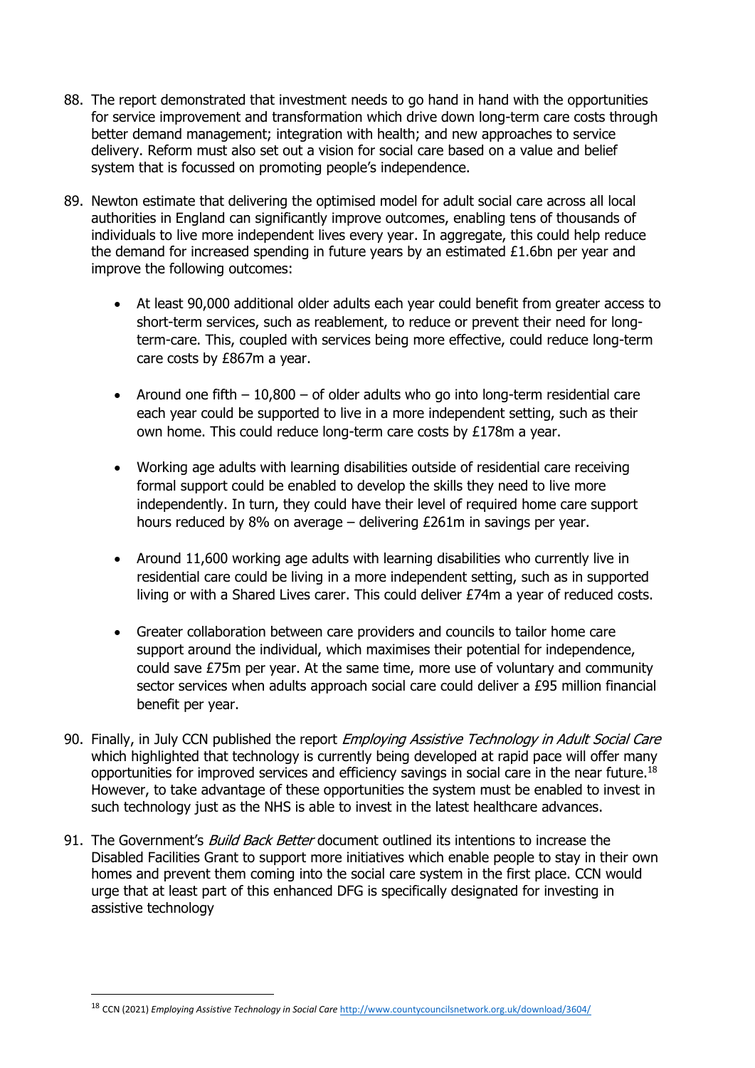88. The report demonstrated that investment needs to go hand in hand with the opportunities for service improvement and transformation which drive down long-term care costs through better demand management; integration with health; and new approaches to service delivery. Reform must also set out a vision for social care based on a value and belief system that is focussed on promoting people's independence.

89. Newton estimate that delivering the optimised model for adult social care across all local authorities in England can significantly improve outcomes, enabling tens of thousands of individuals to live more independent lives every year. In aggregate, this could help reduce the demand for increased spending in future years by an estimated £1.6bn per year and improve the following outcomes:

    - At least 90,000 additional older adults each year could benefit from greater access to short-term services, such as reablement, to reduce or prevent their need for long-term-care. This, coupled with services being more effective, could reduce long-term care costs by £867m a year.

    - Around one fifth – 10,800 – of older adults who go into long-term residential care each year could be supported to live in a more independent setting, such as their own home. This could reduce long-term care costs by £178m a year.

    - Working age adults with learning disabilities outside of residential care receiving formal support could be enabled to develop the skills they need to live more independently. In turn, they could have their level of required home care support hours reduced by 8% on average – delivering £261m in savings per year.

    - Around 11,600 working age adults with learning disabilities who currently live in residential care could be living in a more independent setting, such as in supported living or with a Shared Lives carer. This could deliver £74m a year of reduced costs.

    - Greater collaboration between care providers and councils to tailor home care support around the individual, which maximises their potential for independence, could save £75m per year. At the same time, more use of voluntary and community sector services when adults approach social care could deliver a £95 million financial benefit per year.

90. Finally, in July CCN published the report *Employing Assistive Technology in Adult Social Care* which highlighted that technology is currently being developed at rapid pace will offer many opportunities for improved services and efficiency savings in social care in the near future.[18] However, to take advantage of these opportunities the system must be enabled to invest in such technology just as the NHS is able to invest in the latest healthcare advances.

91. The Government's *Build Back Better* document outlined its intentions to increase the Disabled Facilities Grant to support more initiatives which enable people to stay in their own homes and prevent them coming into the social care system in the first place. CCN would urge that at least part of this enhanced DFG is specifically designated for investing in assistive technology

[18] CCN (2021) *Employing Assistive Technology in Social Care* http://www.countycouncilsnetwork.org.uk/download/3604/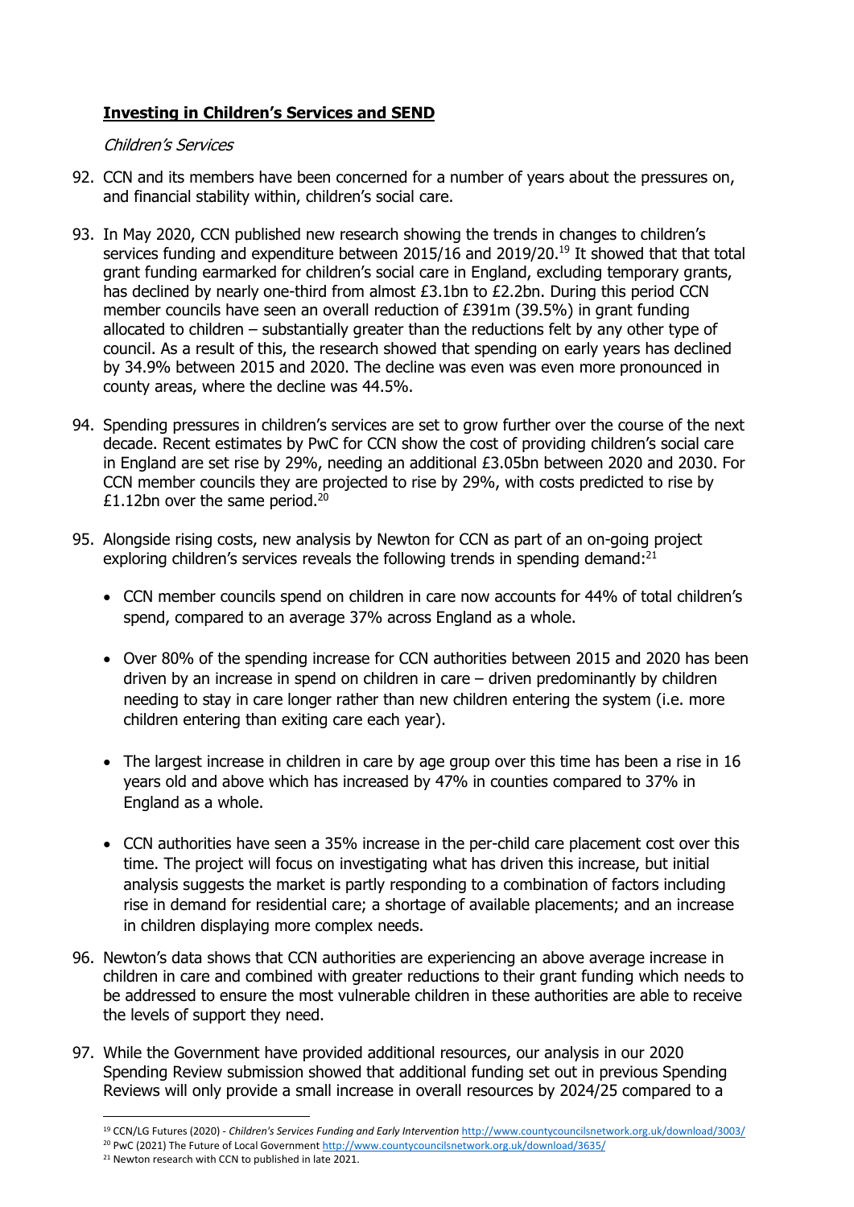## **Investing in Children's Services and SEND**

*Children's Services*

92. CCN and its members have been concerned for a number of years about the pressures on, and financial stability within, children's social care.

93. In May 2020, CCN published new research showing the trends in changes to children's services funding and expenditure between 2015/16 and 2019/20.[19] It showed that that total grant funding earmarked for children's social care in England, excluding temporary grants, has declined by nearly one-third from almost £3.1bn to £2.2bn. During this period CCN member councils have seen an overall reduction of £391m (39.5%) in grant funding allocated to children – substantially greater than the reductions felt by any other type of council. As a result of this, the research showed that spending on early years has declined by 34.9% between 2015 and 2020. The decline was even was even more pronounced in county areas, where the decline was 44.5%.

94. Spending pressures in children's services are set to grow further over the course of the next decade. Recent estimates by PwC for CCN show the cost of providing children's social care in England are set rise by 29%, needing an additional £3.05bn between 2020 and 2030. For CCN member councils they are projected to rise by 29%, with costs predicted to rise by £1.12bn over the same period.[20]

95. Alongside rising costs, new analysis by Newton for CCN as part of an on-going project exploring children's services reveals the following trends in spending demand:[21]

    - CCN member councils spend on children in care now accounts for 44% of total children's spend, compared to an average 37% across England as a whole.
    - Over 80% of the spending increase for CCN authorities between 2015 and 2020 has been driven by an increase in spend on children in care – driven predominantly by children needing to stay in care longer rather than new children entering the system (i.e. more children entering than exiting care each year).
    - The largest increase in children in care by age group over this time has been a rise in 16 years old and above which has increased by 47% in counties compared to 37% in England as a whole.
    - CCN authorities have seen a 35% increase in the per-child care placement cost over this time. The project will focus on investigating what has driven this increase, but initial analysis suggests the market is partly responding to a combination of factors including rise in demand for residential care; a shortage of available placements; and an increase in children displaying more complex needs.

96. Newton's data shows that CCN authorities are experiencing an above average increase in children in care and combined with greater reductions to their grant funding which needs to be addressed to ensure the most vulnerable children in these authorities are able to receive the levels of support they need.

97. While the Government have provided additional resources, our analysis in our 2020 Spending Review submission showed that additional funding set out in previous Spending Reviews will only provide a small increase in overall resources by 2024/25 compared to a

---

[19] CCN/LG Futures (2020) - *Children's Services Funding and Early Intervention* http://www.countycouncilsnetwork.org.uk/download/3003/

[20] PwC (2021) The Future of Local Government http://www.countycouncilsnetwork.org.uk/download/3635/

[21] Newton research with CCN to published in late 2021.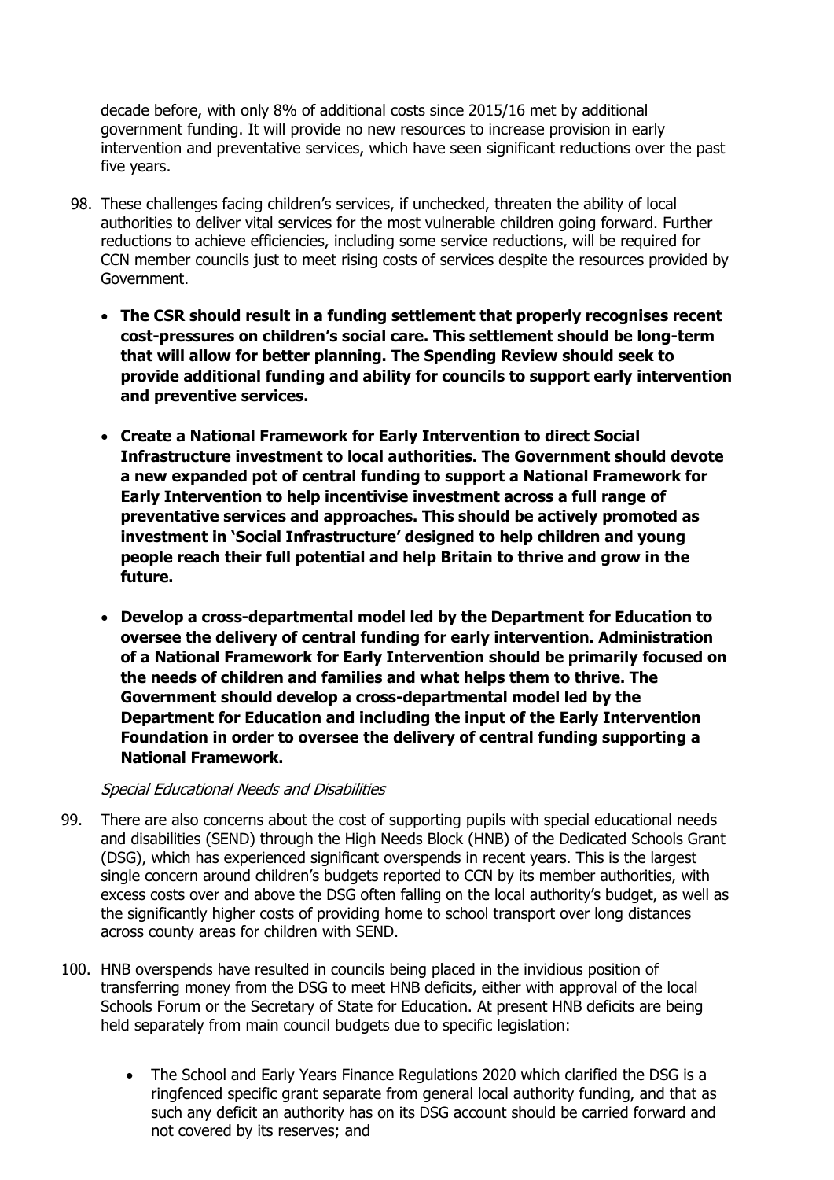decade before, with only 8% of additional costs since 2015/16 met by additional government funding. It will provide no new resources to increase provision in early intervention and preventative services, which have seen significant reductions over the past five years.

98. These challenges facing children's services, if unchecked, threaten the ability of local authorities to deliver vital services for the most vulnerable children going forward. Further reductions to achieve efficiencies, including some service reductions, will be required for CCN member councils just to meet rising costs of services despite the resources provided by Government.

    - **The CSR should result in a funding settlement that properly recognises recent cost-pressures on children's social care. This settlement should be long-term that will allow for better planning. The Spending Review should seek to provide additional funding and ability for councils to support early intervention and preventive services.**

    - **Create a National Framework for Early Intervention to direct Social Infrastructure investment to local authorities. The Government should devote a new expanded pot of central funding to support a National Framework for Early Intervention to help incentivise investment across a full range of preventative services and approaches. This should be actively promoted as investment in 'Social Infrastructure' designed to help children and young people reach their full potential and help Britain to thrive and grow in the future.**

    - **Develop a cross-departmental model led by the Department for Education to oversee the delivery of central funding for early intervention. Administration of a National Framework for Early Intervention should be primarily focused on the needs of children and families and what helps them to thrive. The Government should develop a cross-departmental model led by the Department for Education and including the input of the Early Intervention Foundation in order to oversee the delivery of central funding supporting a National Framework.**

*Special Educational Needs and Disabilities*

99. There are also concerns about the cost of supporting pupils with special educational needs and disabilities (SEND) through the High Needs Block (HNB) of the Dedicated Schools Grant (DSG), which has experienced significant overspends in recent years. This is the largest single concern around children's budgets reported to CCN by its member authorities, with excess costs over and above the DSG often falling on the local authority's budget, as well as the significantly higher costs of providing home to school transport over long distances across county areas for children with SEND.

100. HNB overspends have resulted in councils being placed in the invidious position of transferring money from the DSG to meet HNB deficits, either with approval of the local Schools Forum or the Secretary of State for Education. At present HNB deficits are being held separately from main council budgets due to specific legislation:

    - The School and Early Years Finance Regulations 2020 which clarified the DSG is a ringfenced specific grant separate from general local authority funding, and that as such any deficit an authority has on its DSG account should be carried forward and not covered by its reserves; and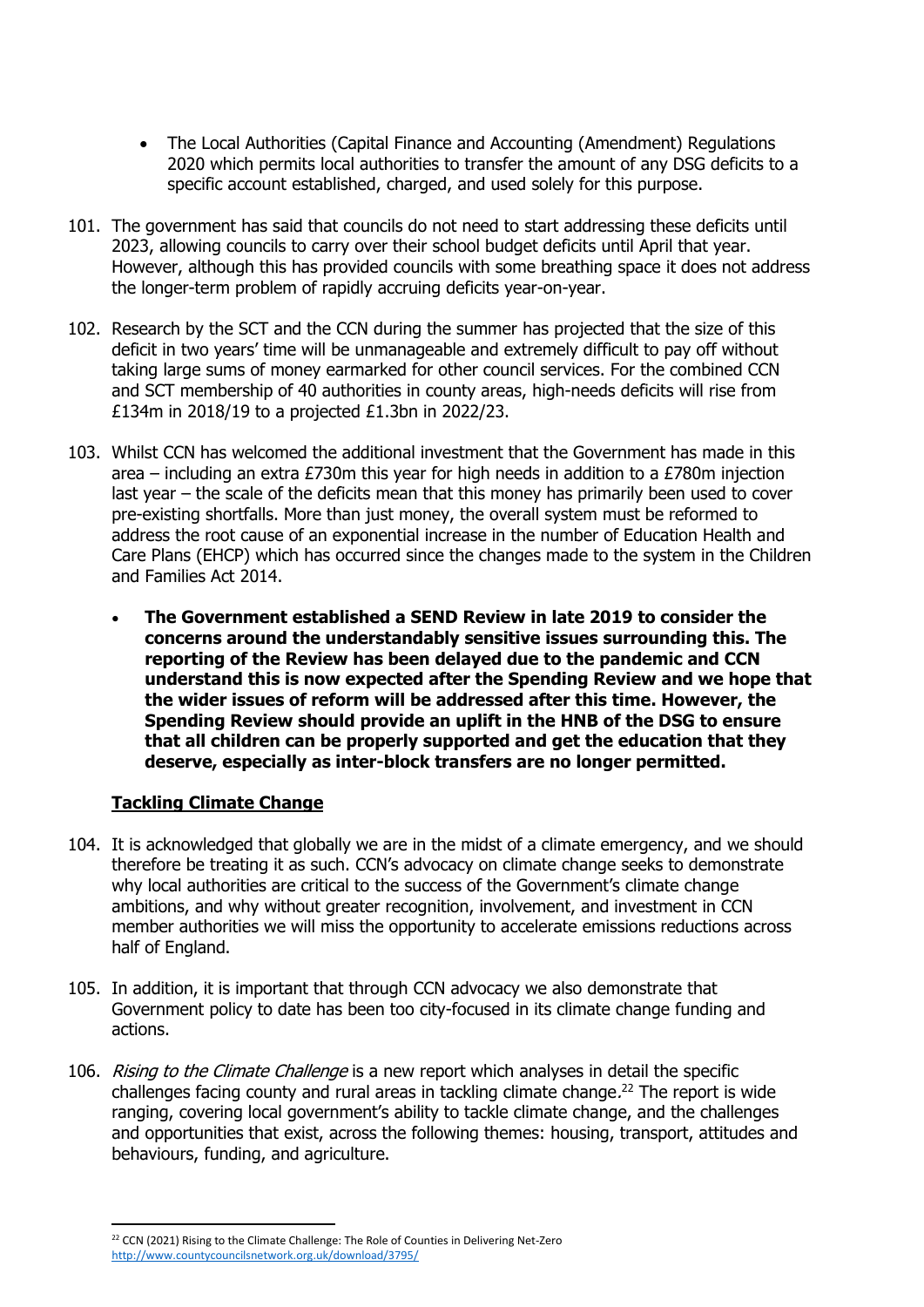- The Local Authorities (Capital Finance and Accounting (Amendment) Regulations 2020 which permits local authorities to transfer the amount of any DSG deficits to a specific account established, charged, and used solely for this purpose.

101. The government has said that councils do not need to start addressing these deficits until 2023, allowing councils to carry over their school budget deficits until April that year. However, although this has provided councils with some breathing space it does not address the longer-term problem of rapidly accruing deficits year-on-year.

102. Research by the SCT and the CCN during the summer has projected that the size of this deficit in two years' time will be unmanageable and extremely difficult to pay off without taking large sums of money earmarked for other council services. For the combined CCN and SCT membership of 40 authorities in county areas, high-needs deficits will rise from £134m in 2018/19 to a projected £1.3bn in 2022/23.

103. Whilst CCN has welcomed the additional investment that the Government has made in this area – including an extra £730m this year for high needs in addition to a £780m injection last year – the scale of the deficits mean that this money has primarily been used to cover pre-existing shortfalls. More than just money, the overall system must be reformed to address the root cause of an exponential increase in the number of Education Health and Care Plans (EHCP) which has occurred since the changes made to the system in the Children and Families Act 2014.

    - **The Government established a SEND Review in late 2019 to consider the concerns around the understandably sensitive issues surrounding this. The reporting of the Review has been delayed due to the pandemic and CCN understand this is now expected after the Spending Review and we hope that the wider issues of reform will be addressed after this time. However, the Spending Review should provide an uplift in the HNB of the DSG to ensure that all children can be properly supported and get the education that they deserve, especially as inter-block transfers are no longer permitted.**

## Tackling Climate Change

104. It is acknowledged that globally we are in the midst of a climate emergency, and we should therefore be treating it as such. CCN's advocacy on climate change seeks to demonstrate why local authorities are critical to the success of the Government's climate change ambitions, and why without greater recognition, involvement, and investment in CCN member authorities we will miss the opportunity to accelerate emissions reductions across half of England.

105. In addition, it is important that through CCN advocacy we also demonstrate that Government policy to date has been too city-focused in its climate change funding and actions.

106. *Rising to the Climate Challenge* is a new report which analyses in detail the specific challenges facing county and rural areas in tackling climate change.[22] The report is wide ranging, covering local government's ability to tackle climate change, and the challenges and opportunities that exist, across the following themes: housing, transport, attitudes and behaviours, funding, and agriculture.

---

[22] CCN (2021) Rising to the Climate Challenge: The Role of Counties in Delivering Net-Zero http://www.countycouncilsnetwork.org.uk/download/3795/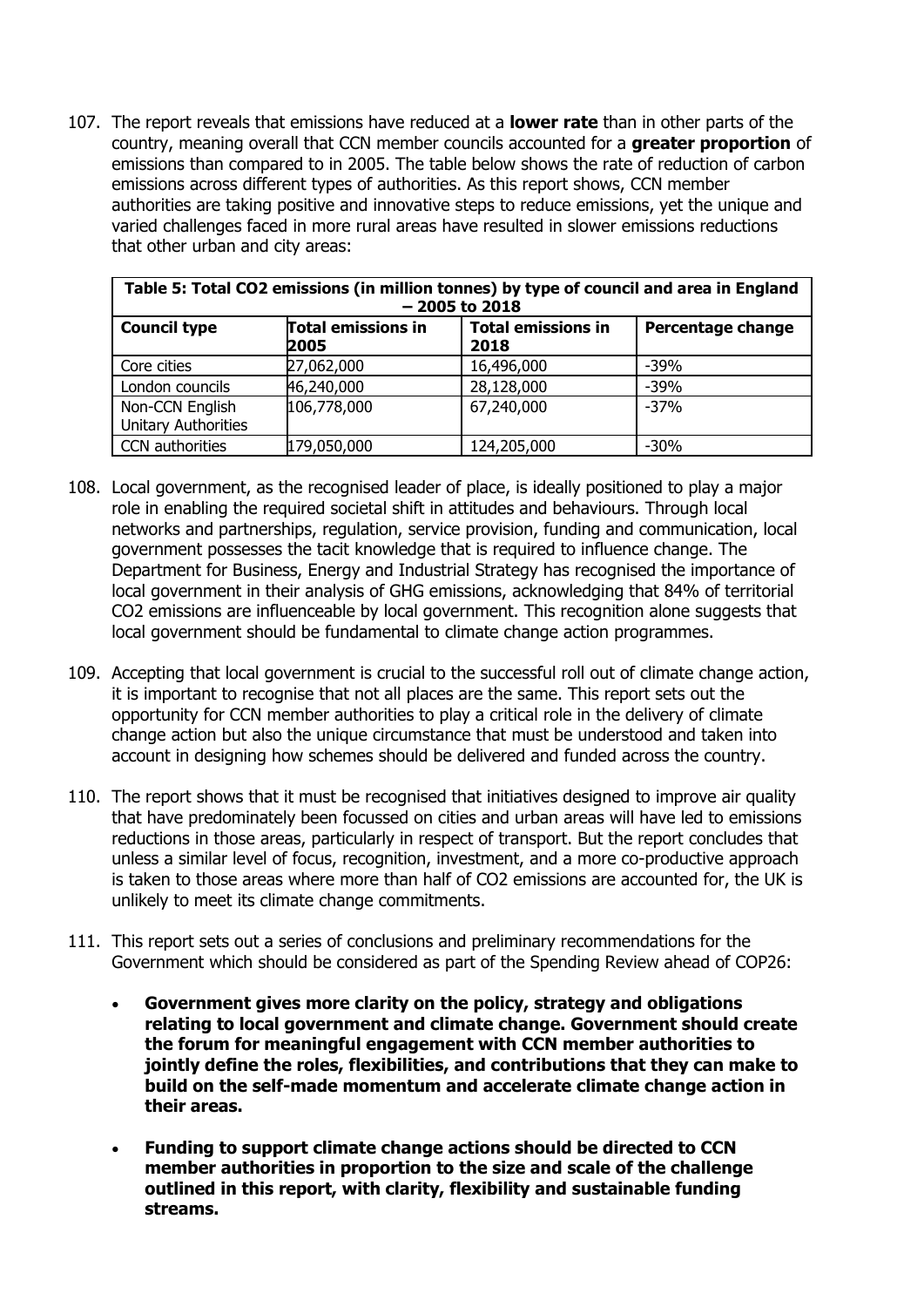107. The report reveals that emissions have reduced at a **lower rate** than in other parts of the country, meaning overall that CCN member councils accounted for a **greater proportion** of emissions than compared to in 2005. The table below shows the rate of reduction of carbon emissions across different types of authorities. As this report shows, CCN member authorities are taking positive and innovative steps to reduce emissions, yet the unique and varied challenges faced in more rural areas have resulted in slower emissions reductions that other urban and city areas:

**Table 5: Total CO2 emissions (in million tonnes) by type of council and area in England – 2005 to 2018**

| Council type | Total emissions in 2005 | Total emissions in 2018 | Percentage change |
|---|---|---|---|
| Core cities | 27,062,000 | 16,496,000 | -39% |
| London councils | 46,240,000 | 28,128,000 | -39% |
| Non-CCN English Unitary Authorities | 106,778,000 | 67,240,000 | -37% |
| CCN authorities | 179,050,000 | 124,205,000 | -30% |

108. Local government, as the recognised leader of place, is ideally positioned to play a major role in enabling the required societal shift in attitudes and behaviours. Through local networks and partnerships, regulation, service provision, funding and communication, local government possesses the tacit knowledge that is required to influence change. The Department for Business, Energy and Industrial Strategy has recognised the importance of local government in their analysis of GHG emissions, acknowledging that 84% of territorial CO2 emissions are influenceable by local government. This recognition alone suggests that local government should be fundamental to climate change action programmes.

109. Accepting that local government is crucial to the successful roll out of climate change action, it is important to recognise that not all places are the same. This report sets out the opportunity for CCN member authorities to play a critical role in the delivery of climate change action but also the unique circumstance that must be understood and taken into account in designing how schemes should be delivered and funded across the country.

110. The report shows that it must be recognised that initiatives designed to improve air quality that have predominately been focussed on cities and urban areas will have led to emissions reductions in those areas, particularly in respect of transport. But the report concludes that unless a similar level of focus, recognition, investment, and a more co-productive approach is taken to those areas where more than half of CO2 emissions are accounted for, the UK is unlikely to meet its climate change commitments.

111. This report sets out a series of conclusions and preliminary recommendations for the Government which should be considered as part of the Spending Review ahead of COP26:

- **Government gives more clarity on the policy, strategy and obligations relating to local government and climate change. Government should create the forum for meaningful engagement with CCN member authorities to jointly define the roles, flexibilities, and contributions that they can make to build on the self-made momentum and accelerate climate change action in their areas.**

- **Funding to support climate change actions should be directed to CCN member authorities in proportion to the size and scale of the challenge outlined in this report, with clarity, flexibility and sustainable funding streams.**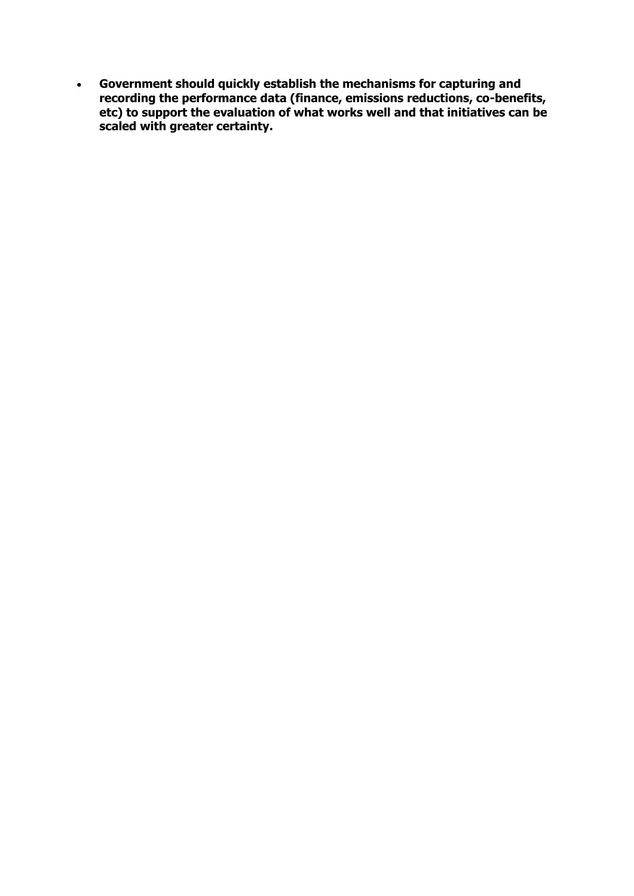- **Government should quickly establish the mechanisms for capturing and recording the performance data (finance, emissions reductions, co-benefits, etc) to support the evaluation of what works well and that initiatives can be scaled with greater certainty.**